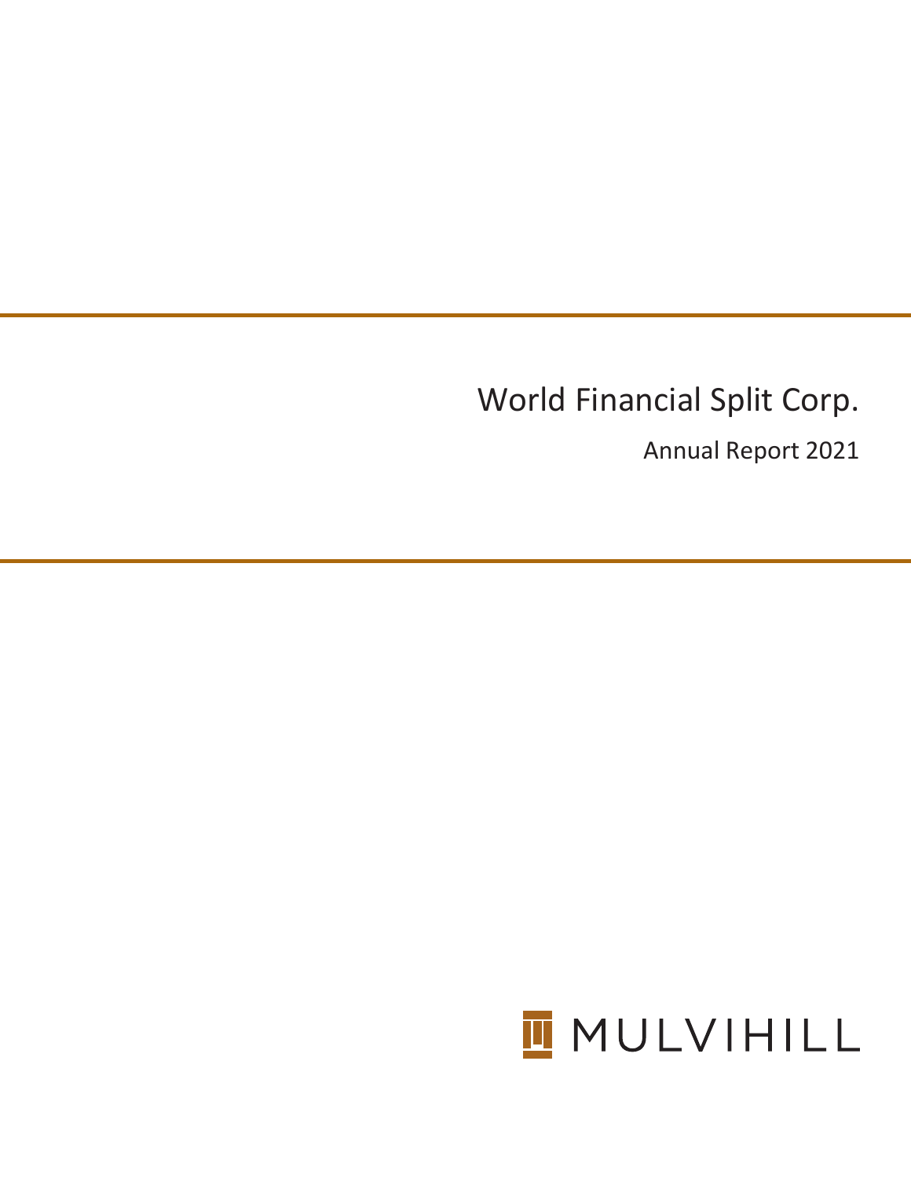# World Financial Split Corp.

Annual Report 2021

MULVIHILL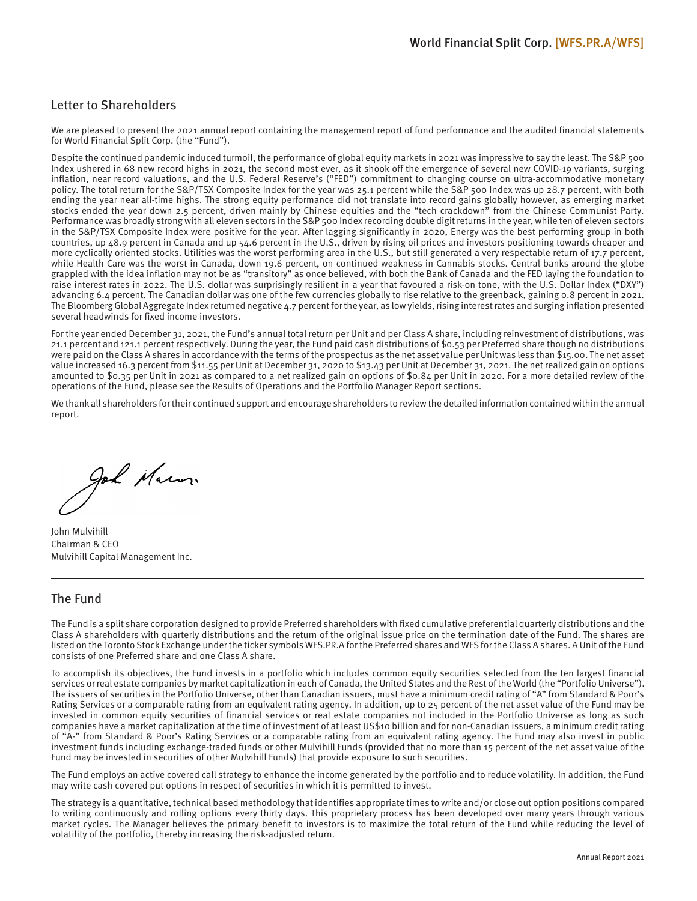## Letter to Shareholders

We are pleased to present the 2021 annual report containing the management report of fund performance and the audited financial statements for World Financial Split Corp. (the "Fund").

Despite the continued pandemic induced turmoil, the performance of global equity markets in 2021 was impressive to say the least. The S&P 500 Index ushered in 68 new record highs in 2021, the second most ever, as it shook off the emergence of several new COVID-19 variants, surging inflation, near record valuations, and the U.S. Federal Reserve's ("FED") commitment to changing course on ultra-accommodative monetary policy. The total return for the S&P/TSX Composite Index for the year was 25.1 percent while the S&P 500 Index was up 28.7 percent, with both ending the year near all-time highs. The strong equity performance did not translate into record gains globally however, as emerging market stocks ended the year down 2.5 percent, driven mainly by Chinese equities and the "tech crackdown" from the Chinese Communist Party. Performance was broadly strong with all eleven sectors in the S&P 500 Index recording double digit returns in the year, while ten of eleven sectors in the S&P/TSX Composite Index were positive for the year. After lagging significantly in 2020, Energy was the best performing group in both countries, up 48.9 percent in Canada and up 54.6 percent in the U.S., driven by rising oil prices and investors positioning towards cheaper and more cyclically oriented stocks. Utilities was the worst performing area in the U.S., but still generated a very respectable return of 17.7 percent, while Health Care was the worst in Canada, down 19.6 percent, on continued weakness in Cannabis stocks. Central banks around the globe grappled with the idea inflation may not be as "transitory" as once believed, with both the Bank of Canada and the FED laying the foundation to raise interest rates in 2022. The U.S. dollar was surprisingly resilient in a year that favoured a risk-on tone, with the U.S. Dollar Index ("DXY") advancing 6.4 percent. The Canadian dollar was one of the few currencies globally to rise relative to the greenback, gaining 0.8 percent in 2021. The Bloomberg Global Aggregate Index returned negative 4.7 percent for the year, as low yields, rising interest rates and surging inflation presented several headwinds for fixed income investors.

For the year ended December 31, 2021, the Fund's annual total return per Unit and per Class A share, including reinvestment of distributions, was 21.1 percent and 121.1 percent respectively. During the year, the Fund paid cash distributions of $0.53 per Preferred share though no distributions were paid on the Class A shares in accordance with the terms of the prospectus as the net asset value per Unit was less than $15.00. The net asset value increased 16.3 percent from $11.55 per Unit at December 31, 2020 to $13.43 per Unit at December 31, 2021. The net realized gain on options amounted to $0.35 per Unit in 2021 as compared to a net realized gain on options of $0.84 per Unit in 2020. For a more detailed review of the operations of the Fund, please see the Results of Operations and the Portfolio Manager Report sections.

We thank all shareholders for their continued support and encourage shareholders to review the detailed information contained within the annual report.

John Mulvihill
Chairman & CEO
Mulvihill Capital Management Inc.

## The Fund

The Fund is a split share corporation designed to provide Preferred shareholders with fixed cumulative preferential quarterly distributions and the Class A shareholders with quarterly distributions and the return of the original issue price on the termination date of the Fund. The shares are listed on the Toronto Stock Exchange under the ticker symbols WFS.PR.A for the Preferred shares and WFS for the Class A shares. A Unit of the Fund consists of one Preferred share and one Class A share.

To accomplish its objectives, the Fund invests in a portfolio which includes common equity securities selected from the ten largest financial services or real estate companies by market capitalization in each of Canada, the United States and the Rest of the World (the "Portfolio Universe"). The issuers of securities in the Portfolio Universe, other than Canadian issuers, must have a minimum credit rating of "A" from Standard & Poor's Rating Services or a comparable rating from an equivalent rating agency. In addition, up to 25 percent of the net asset value of the Fund may be invested in common equity securities of financial services or real estate companies not included in the Portfolio Universe as long as such companies have a market capitalization at the time of investment of at least US$10 billion and for non-Canadian issuers, a minimum credit rating of "A-" from Standard & Poor's Rating Services or a comparable rating from an equivalent rating agency. The Fund may also invest in public investment funds including exchange-traded funds or other Mulvihill Funds (provided that no more than 15 percent of the net asset value of the Fund may be invested in securities of other Mulvihill Funds) that provide exposure to such securities.

The Fund employs an active covered call strategy to enhance the income generated by the portfolio and to reduce volatility. In addition, the Fund may write cash covered put options in respect of securities in which it is permitted to invest.

The strategy is a quantitative, technical based methodology that identifies appropriate times to write and/or close out option positions compared to writing continuously and rolling options every thirty days. This proprietary process has been developed over many years through various market cycles. The Manager believes the primary benefit to investors is to maximize the total return of the Fund while reducing the level of volatility of the portfolio, thereby increasing the risk-adjusted return.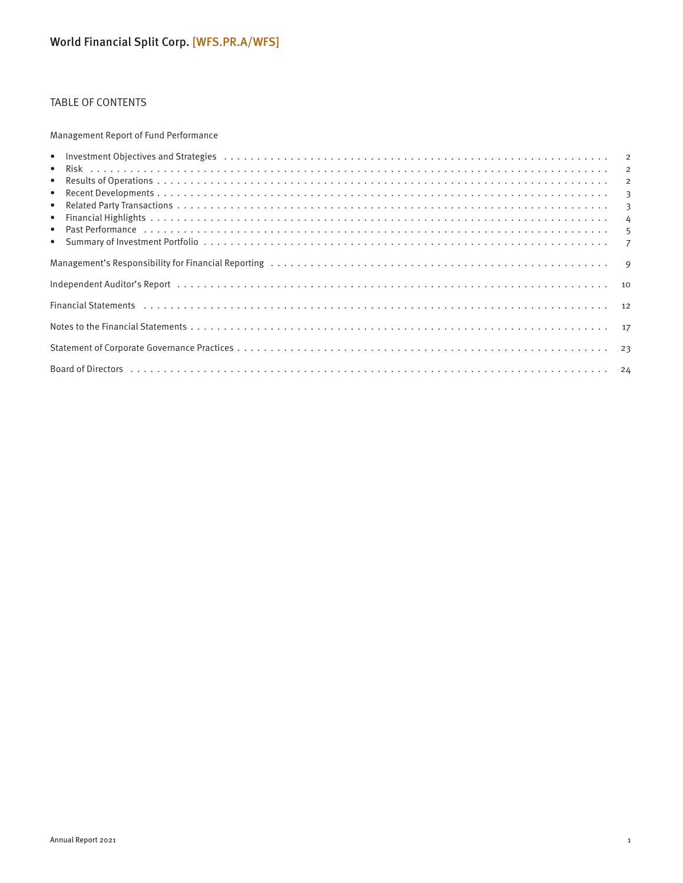# World Financial Split Corp. [WFS.PR.A/WFS]

## TABLE OF CONTENTS

Management Report of Fund Performance

- Investment Objectives and Strategies . . . . . . . . . . 2
- Risk . . . . . . . . . . 2
- Results of Operations . . . . . . . . . . 2
- Recent Developments . . . . . . . . . . 3
- Related Party Transactions . . . . . . . . . . 3
- Financial Highlights . . . . . . . . . . 4
- Past Performance . . . . . . . . . . 5
- Summary of Investment Portfolio . . . . . . . . . . 7

Management's Responsibility for Financial Reporting . . . . . . . . . . 9

Independent Auditor's Report . . . . . . . . . . 10

Financial Statements . . . . . . . . . . 12

Notes to the Financial Statements . . . . . . . . . . 17

Statement of Corporate Governance Practices . . . . . . . . . . 23

Board of Directors . . . . . . . . . . 24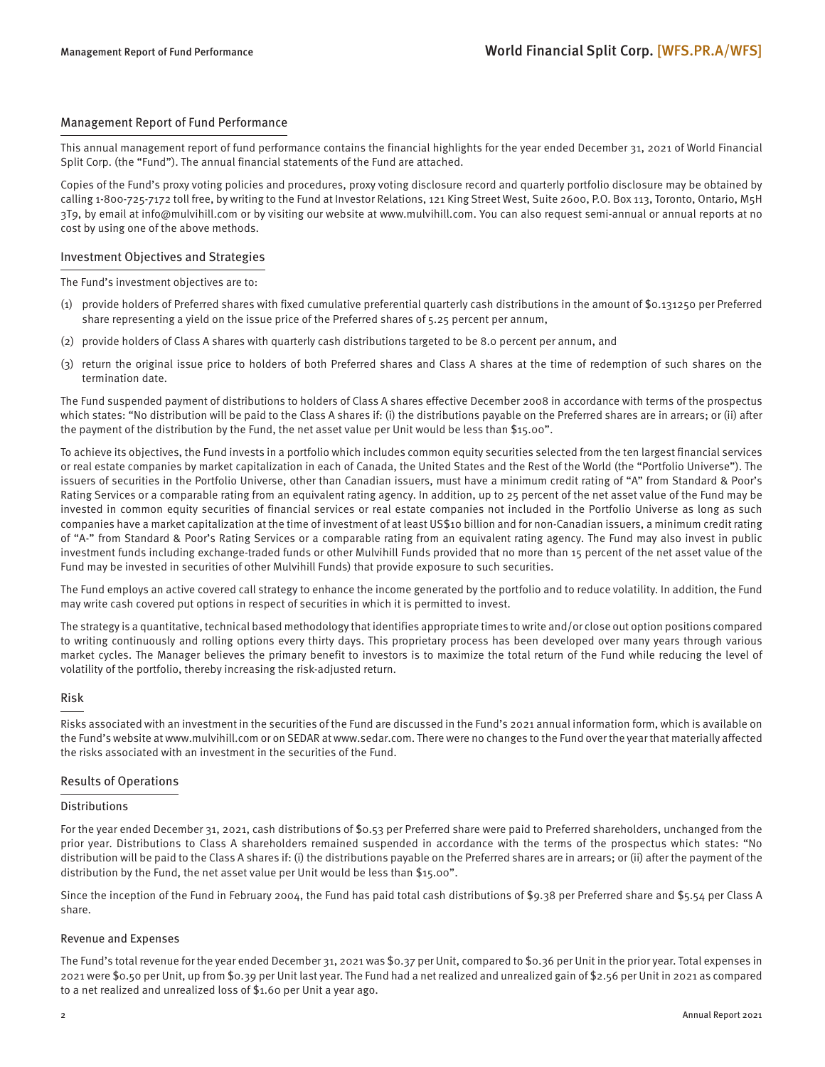## Management Report of Fund Performance

This annual management report of fund performance contains the financial highlights for the year ended December 31, 2021 of World Financial Split Corp. (the "Fund"). The annual financial statements of the Fund are attached.

Copies of the Fund's proxy voting policies and procedures, proxy voting disclosure record and quarterly portfolio disclosure may be obtained by calling 1-800-725-7172 toll free, by writing to the Fund at Investor Relations, 121 King Street West, Suite 2600, P.O. Box 113, Toronto, Ontario, M5H 3T9, by email at info@mulvihill.com or by visiting our website at www.mulvihill.com. You can also request semi-annual or annual reports at no cost by using one of the above methods.

## Investment Objectives and Strategies

The Fund's investment objectives are to:

(1) provide holders of Preferred shares with fixed cumulative preferential quarterly cash distributions in the amount of $0.131250 per Preferred share representing a yield on the issue price of the Preferred shares of 5.25 percent per annum,

(2) provide holders of Class A shares with quarterly cash distributions targeted to be 8.0 percent per annum, and

(3) return the original issue price to holders of both Preferred shares and Class A shares at the time of redemption of such shares on the termination date.

The Fund suspended payment of distributions to holders of Class A shares effective December 2008 in accordance with terms of the prospectus which states: "No distribution will be paid to the Class A shares if: (i) the distributions payable on the Preferred shares are in arrears; or (ii) after the payment of the distribution by the Fund, the net asset value per Unit would be less than $15.00".

To achieve its objectives, the Fund invests in a portfolio which includes common equity securities selected from the ten largest financial services or real estate companies by market capitalization in each of Canada, the United States and the Rest of the World (the "Portfolio Universe"). The issuers of securities in the Portfolio Universe, other than Canadian issuers, must have a minimum credit rating of "A" from Standard & Poor's Rating Services or a comparable rating from an equivalent rating agency. In addition, up to 25 percent of the net asset value of the Fund may be invested in common equity securities of financial services or real estate companies not included in the Portfolio Universe as long as such companies have a market capitalization at the time of investment of at least US$10 billion and for non-Canadian issuers, a minimum credit rating of "A-" from Standard & Poor's Rating Services or a comparable rating from an equivalent rating agency. The Fund may also invest in public investment funds including exchange-traded funds or other Mulvihill Funds provided that no more than 15 percent of the net asset value of the Fund may be invested in securities of other Mulvihill Funds) that provide exposure to such securities.

The Fund employs an active covered call strategy to enhance the income generated by the portfolio and to reduce volatility. In addition, the Fund may write cash covered put options in respect of securities in which it is permitted to invest.

The strategy is a quantitative, technical based methodology that identifies appropriate times to write and/or close out option positions compared to writing continuously and rolling options every thirty days. This proprietary process has been developed over many years through various market cycles. The Manager believes the primary benefit to investors is to maximize the total return of the Fund while reducing the level of volatility of the portfolio, thereby increasing the risk-adjusted return.

## Risk

Risks associated with an investment in the securities of the Fund are discussed in the Fund's 2021 annual information form, which is available on the Fund's website at www.mulvihill.com or on SEDAR at www.sedar.com. There were no changes to the Fund over the year that materially affected the risks associated with an investment in the securities of the Fund.

## Results of Operations

### Distributions

For the year ended December 31, 2021, cash distributions of $0.53 per Preferred share were paid to Preferred shareholders, unchanged from the prior year. Distributions to Class A shareholders remained suspended in accordance with the terms of the prospectus which states: "No distribution will be paid to the Class A shares if: (i) the distributions payable on the Preferred shares are in arrears; or (ii) after the payment of the distribution by the Fund, the net asset value per Unit would be less than $15.00".

Since the inception of the Fund in February 2004, the Fund has paid total cash distributions of $9.38 per Preferred share and $5.54 per Class A share.

### Revenue and Expenses

The Fund's total revenue for the year ended December 31, 2021 was $0.37 per Unit, compared to $0.36 per Unit in the prior year. Total expenses in 2021 were $0.50 per Unit, up from $0.39 per Unit last year. The Fund had a net realized and unrealized gain of $2.56 per Unit in 2021 as compared to a net realized and unrealized loss of $1.60 per Unit a year ago.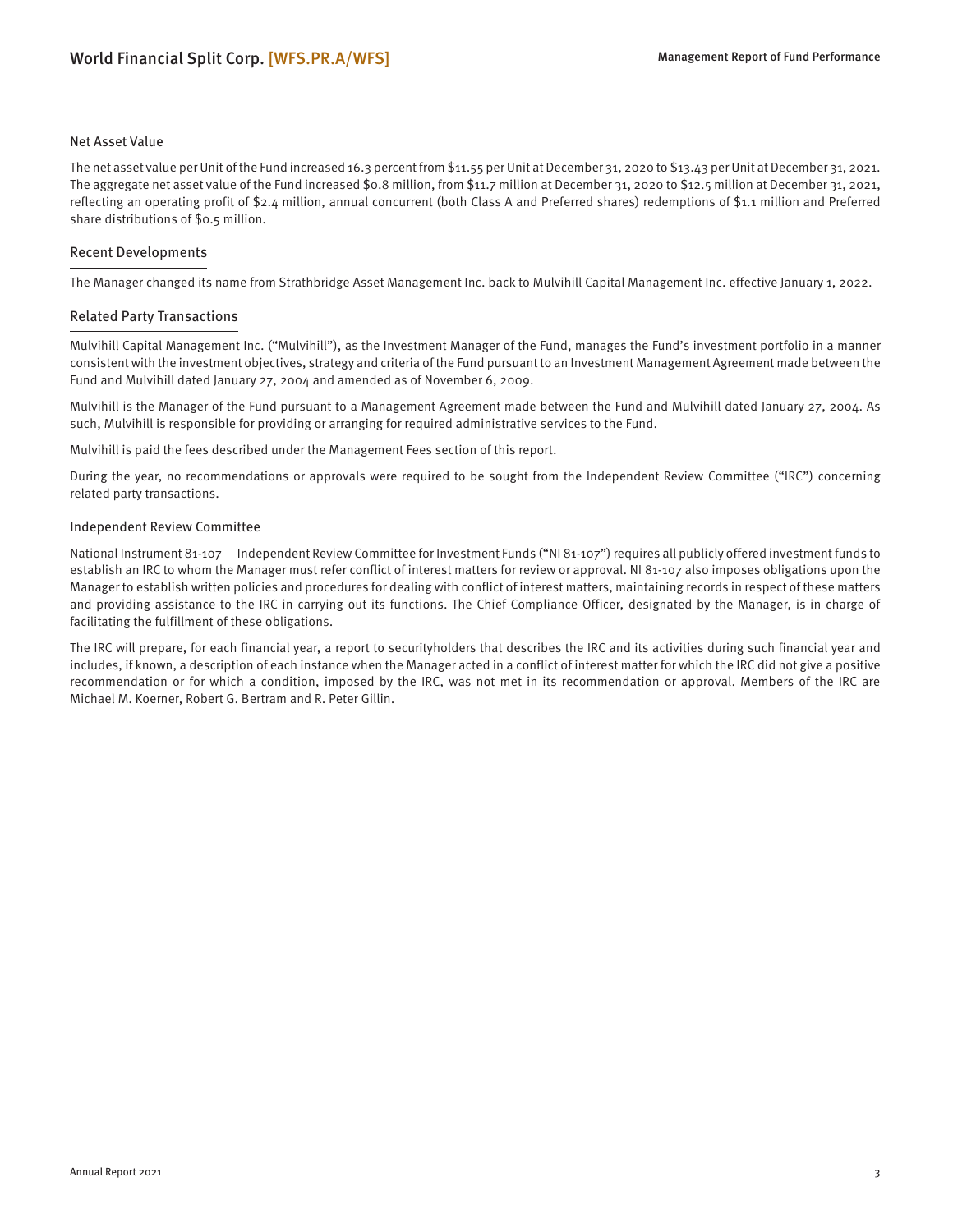### Net Asset Value

The net asset value per Unit of the Fund increased 16.3 percent from $11.55 per Unit at December 31, 2020 to $13.43 per Unit at December 31, 2021. The aggregate net asset value of the Fund increased $0.8 million, from $11.7 million at December 31, 2020 to $12.5 million at December 31, 2021, reflecting an operating profit of $2.4 million, annual concurrent (both Class A and Preferred shares) redemptions of $1.1 million and Preferred share distributions of $0.5 million.

## Recent Developments

The Manager changed its name from Strathbridge Asset Management Inc. back to Mulvihill Capital Management Inc. effective January 1, 2022.

## Related Party Transactions

Mulvihill Capital Management Inc. ("Mulvihill"), as the Investment Manager of the Fund, manages the Fund's investment portfolio in a manner consistent with the investment objectives, strategy and criteria of the Fund pursuant to an Investment Management Agreement made between the Fund and Mulvihill dated January 27, 2004 and amended as of November 6, 2009.

Mulvihill is the Manager of the Fund pursuant to a Management Agreement made between the Fund and Mulvihill dated January 27, 2004. As such, Mulvihill is responsible for providing or arranging for required administrative services to the Fund.

Mulvihill is paid the fees described under the Management Fees section of this report.

During the year, no recommendations or approvals were required to be sought from the Independent Review Committee ("IRC") concerning related party transactions.

### Independent Review Committee

National Instrument 81-107 – Independent Review Committee for Investment Funds ("NI 81-107") requires all publicly offered investment funds to establish an IRC to whom the Manager must refer conflict of interest matters for review or approval. NI 81-107 also imposes obligations upon the Manager to establish written policies and procedures for dealing with conflict of interest matters, maintaining records in respect of these matters and providing assistance to the IRC in carrying out its functions. The Chief Compliance Officer, designated by the Manager, is in charge of facilitating the fulfillment of these obligations.

The IRC will prepare, for each financial year, a report to securityholders that describes the IRC and its activities during such financial year and includes, if known, a description of each instance when the Manager acted in a conflict of interest matter for which the IRC did not give a positive recommendation or for which a condition, imposed by the IRC, was not met in its recommendation or approval. Members of the IRC are Michael M. Koerner, Robert G. Bertram and R. Peter Gillin.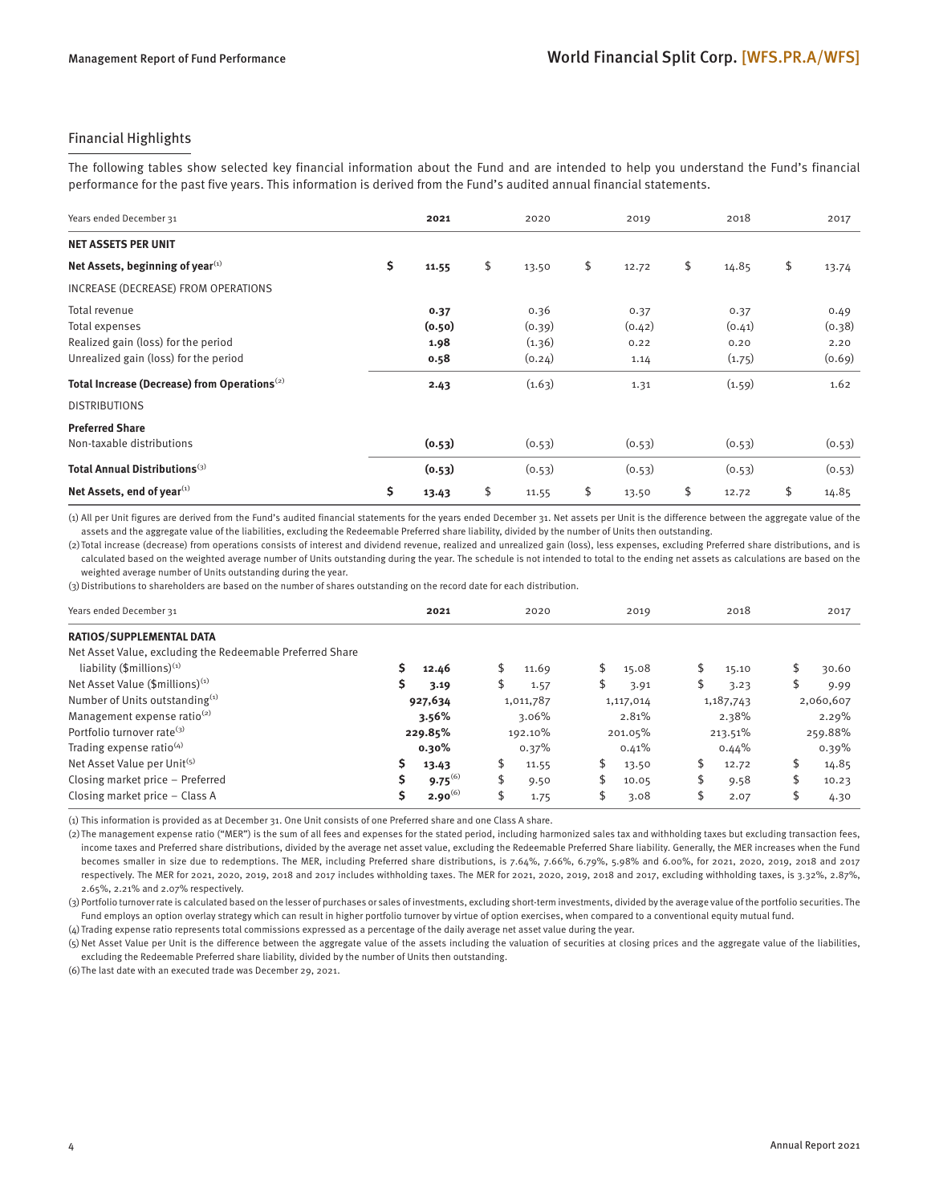## Financial Highlights

The following tables show selected key financial information about the Fund and are intended to help you understand the Fund's financial performance for the past five years. This information is derived from the Fund's audited annual financial statements.

| Years ended December 31 | 2021 | 2020 | 2019 | 2018 | 2017 |
|---|---|---|---|---|---|
| **NET ASSETS PER UNIT** | | | | | |
| **Net Assets, beginning of year**(1) | **$ 11.55** | $ 13.50 | $ 12.72 | $ 14.85 | $ 13.74 |
| INCREASE (DECREASE) FROM OPERATIONS | | | | | |
| Total revenue | **0.37** | 0.36 | 0.37 | 0.37 | 0.49 |
| Total expenses | **(0.50)** | (0.39) | (0.42) | (0.41) | (0.38) |
| Realized gain (loss) for the period | **1.98** | (1.36) | 0.22 | 0.20 | 2.20 |
| Unrealized gain (loss) for the period | **0.58** | (0.24) | 1.14 | (1.75) | (0.69) |
| **Total Increase (Decrease) from Operations**(2) | **2.43** | (1.63) | 1.31 | (1.59) | 1.62 |
| DISTRIBUTIONS | | | | | |
| **Preferred Share** | | | | | |
| Non-taxable distributions | **(0.53)** | (0.53) | (0.53) | (0.53) | (0.53) |
| **Total Annual Distributions**(3) | **(0.53)** | (0.53) | (0.53) | (0.53) | (0.53) |
| **Net Assets, end of year**(1) | **$ 13.43** | $ 11.55 | $ 13.50 | $ 12.72 | $ 14.85 |

(1) All per Unit figures are derived from the Fund's audited financial statements for the years ended December 31. Net assets per Unit is the difference between the aggregate value of the assets and the aggregate value of the liabilities, excluding the Redeemable Preferred share liability, divided by the number of Units then outstanding.

(2) Total increase (decrease) from operations consists of interest and dividend revenue, realized and unrealized gain (loss), less expenses, excluding Preferred share distributions, and is calculated based on the weighted average number of Units outstanding during the year. The schedule is not intended to total to the ending net assets as calculations are based on the weighted average number of Units outstanding during the year.

(3) Distributions to shareholders are based on the number of shares outstanding on the record date for each distribution.

| Years ended December 31 | 2021 | 2020 | 2019 | 2018 | 2017 |
|---|---|---|---|---|---|
| **RATIOS/SUPPLEMENTAL DATA** | | | | | |
| Net Asset Value, excluding the Redeemable Preferred Share liability ($millions)(1) | **$ 12.46** | $ 11.69 | $ 15.08 | $ 15.10 | $ 30.60 |
| Net Asset Value ($millions)(1) | **$ 3.19** | $ 1.57 | $ 3.91 | $ 3.23 | $ 9.99 |
| Number of Units outstanding(1) | **927,634** | 1,011,787 | 1,117,014 | 1,187,743 | 2,060,607 |
| Management expense ratio(2) | **3.56%** | 3.06% | 2.81% | 2.38% | 2.29% |
| Portfolio turnover rate(3) | **229.85%** | 192.10% | 201.05% | 213.51% | 259.88% |
| Trading expense ratio(4) | **0.30%** | 0.37% | 0.41% | 0.44% | 0.39% |
| Net Asset Value per Unit(5) | **$ 13.43** | $ 11.55 | $ 13.50 | $ 12.72 | $ 14.85 |
| Closing market price – Preferred | **$ 9.75**(6) | $ 9.50 | $ 10.05 | $ 9.58 | $ 10.23 |
| Closing market price – Class A | **$ 2.90**(6) | $ 1.75 | $ 3.08 | $ 2.07 | $ 4.30 |

(1) This information is provided as at December 31. One Unit consists of one Preferred share and one Class A share.

(2) The management expense ratio ("MER") is the sum of all fees and expenses for the stated period, including harmonized sales tax and withholding taxes but excluding transaction fees, income taxes and Preferred share distributions, divided by the average net asset value, excluding the Redeemable Preferred Share liability. Generally, the MER increases when the Fund becomes smaller in size due to redemptions. The MER, including Preferred share distributions, is 7.64%, 7.66%, 6.79%, 5.98% and 6.00%, for 2021, 2020, 2019, 2018 and 2017 respectively. The MER for 2021, 2020, 2019, 2018 and 2017 includes withholding taxes. The MER for 2021, 2020, 2019, 2018 and 2017, excluding withholding taxes, is 3.32%, 2.87%, 2.65%, 2.21% and 2.07% respectively.

(3) Portfolio turnover rate is calculated based on the lesser of purchases or sales of investments, excluding short-term investments, divided by the average value of the portfolio securities. The Fund employs an option overlay strategy which can result in higher portfolio turnover by virtue of option exercises, when compared to a conventional equity mutual fund.

(4) Trading expense ratio represents total commissions expressed as a percentage of the daily average net asset value during the year.

(5) Net Asset Value per Unit is the difference between the aggregate value of the assets including the valuation of securities at closing prices and the aggregate value of the liabilities, excluding the Redeemable Preferred share liability, divided by the number of Units then outstanding.

(6) The last date with an executed trade was December 29, 2021.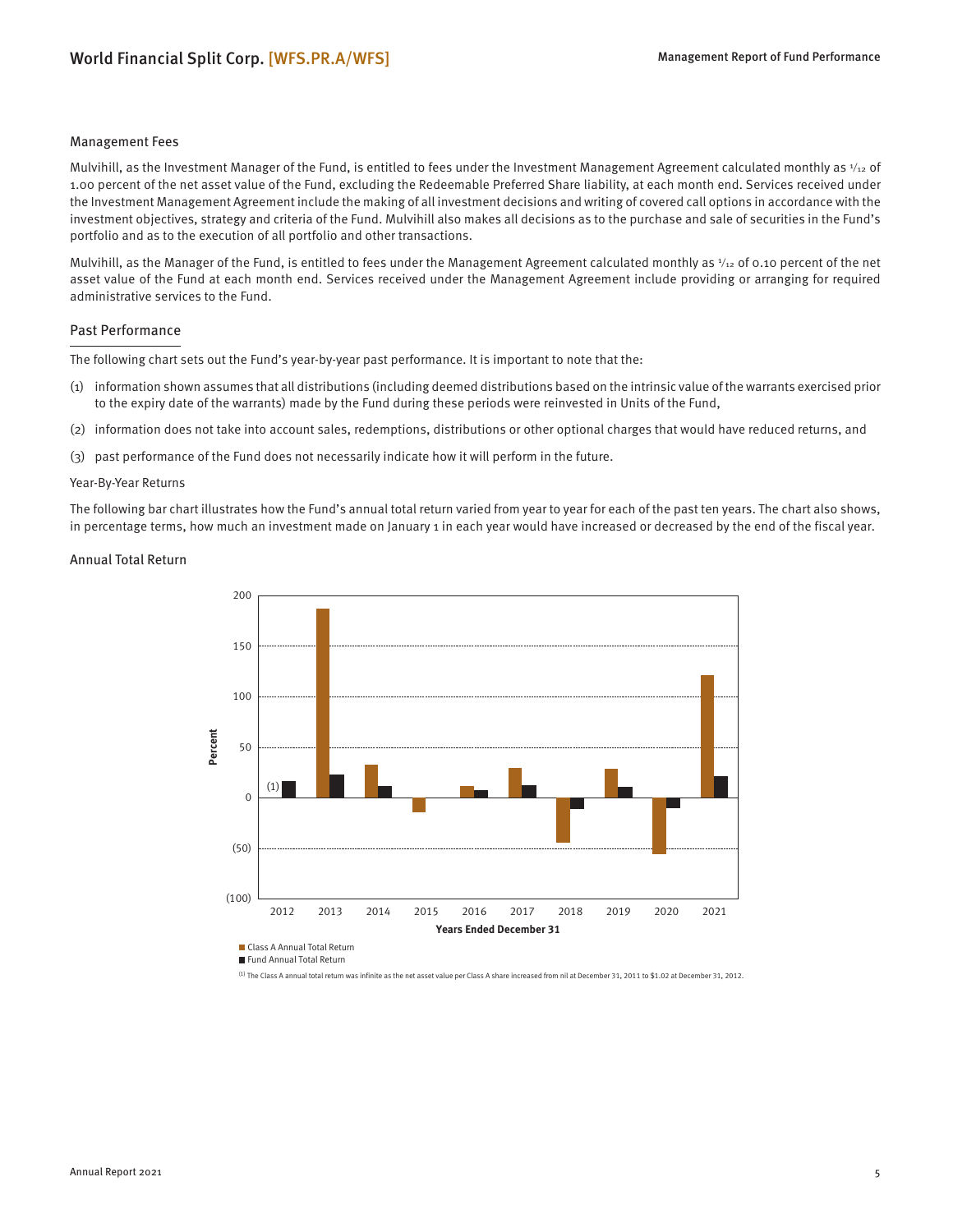## Management Fees

Mulvihill, as the Investment Manager of the Fund, is entitled to fees under the Investment Management Agreement calculated monthly as 1/12 of 1.00 percent of the net asset value of the Fund, excluding the Redeemable Preferred Share liability, at each month end. Services received under the Investment Management Agreement include the making of all investment decisions and writing of covered call options in accordance with the investment objectives, strategy and criteria of the Fund. Mulvihill also makes all decisions as to the purchase and sale of securities in the Fund's portfolio and as to the execution of all portfolio and other transactions.

Mulvihill, as the Manager of the Fund, is entitled to fees under the Management Agreement calculated monthly as 1/12 of 0.10 percent of the net asset value of the Fund at each month end. Services received under the Management Agreement include providing or arranging for required administrative services to the Fund.

## Past Performance

The following chart sets out the Fund's year-by-year past performance. It is important to note that the:

(1) information shown assumes that all distributions (including deemed distributions based on the intrinsic value of the warrants exercised prior to the expiry date of the warrants) made by the Fund during these periods were reinvested in Units of the Fund,

(2) information does not take into account sales, redemptions, distributions or other optional charges that would have reduced returns, and

(3) past performance of the Fund does not necessarily indicate how it will perform in the future.

### Year-By-Year Returns

The following bar chart illustrates how the Fund's annual total return varied from year to year for each of the past ten years. The chart also shows, in percentage terms, how much an investment made on January 1 in each year would have increased or decreased by the end of the fiscal year.

### Annual Total Return

Class A Annual Total Return
Fund Annual Total Return

(1) The Class A annual total return was infinite as the net asset value per Class A share increased from nil at December 31, 2011 to $1.02 at December 31, 2012.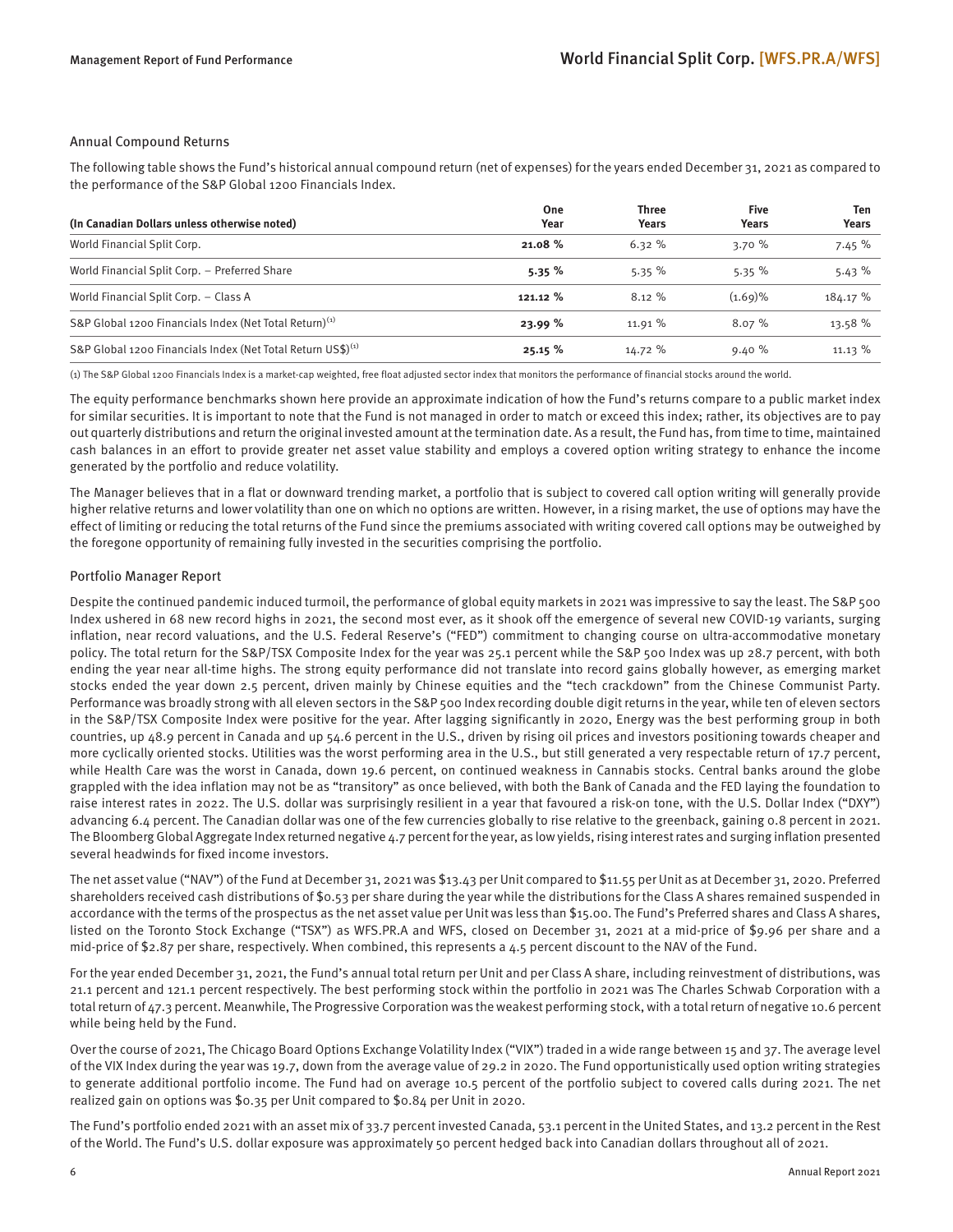## Annual Compound Returns

The following table shows the Fund's historical annual compound return (net of expenses) for the years ended December 31, 2021 as compared to the performance of the S&P Global 1200 Financials Index.

| (In Canadian Dollars unless otherwise noted) | One Year | Three Years | Five Years | Ten Years |
|---|---|---|---|---|
| World Financial Split Corp. | **21.08 %** | 6.32 % | 3.70 % | 7.45 % |
| World Financial Split Corp. – Preferred Share | **5.35 %** | 5.35 % | 5.35 % | 5.43 % |
| World Financial Split Corp. – Class A | **121.12 %** | 8.12 % | (1.69)% | 184.17 % |
| S&P Global 1200 Financials Index (Net Total Return)[1] | **23.99 %** | 11.91 % | 8.07 % | 13.58 % |
| S&P Global 1200 Financials Index (Net Total Return US$)[1] | **25.15 %** | 14.72 % | 9.40 % | 11.13 % |

(1) The S&P Global 1200 Financials Index is a market-cap weighted, free float adjusted sector index that monitors the performance of financial stocks around the world.

The equity performance benchmarks shown here provide an approximate indication of how the Fund's returns compare to a public market index for similar securities. It is important to note that the Fund is not managed in order to match or exceed this index; rather, its objectives are to pay out quarterly distributions and return the original invested amount at the termination date. As a result, the Fund has, from time to time, maintained cash balances in an effort to provide greater net asset value stability and employs a covered option writing strategy to enhance the income generated by the portfolio and reduce volatility.

The Manager believes that in a flat or downward trending market, a portfolio that is subject to covered call option writing will generally provide higher relative returns and lower volatility than one on which no options are written. However, in a rising market, the use of options may have the effect of limiting or reducing the total returns of the Fund since the premiums associated with writing covered call options may be outweighed by the foregone opportunity of remaining fully invested in the securities comprising the portfolio.

## Portfolio Manager Report

Despite the continued pandemic induced turmoil, the performance of global equity markets in 2021 was impressive to say the least. The S&P 500 Index ushered in 68 new record highs in 2021, the second most ever, as it shook off the emergence of several new COVID-19 variants, surging inflation, near record valuations, and the U.S. Federal Reserve's ("FED") commitment to changing course on ultra-accommodative monetary policy. The total return for the S&P/TSX Composite Index for the year was 25.1 percent while the S&P 500 Index was up 28.7 percent, with both ending the year near all-time highs. The strong equity performance did not translate into record gains globally however, as emerging market stocks ended the year down 2.5 percent, driven mainly by Chinese equities and the "tech crackdown" from the Chinese Communist Party. Performance was broadly strong with all eleven sectors in the S&P 500 Index recording double digit returns in the year, while ten of eleven sectors in the S&P/TSX Composite Index were positive for the year. After lagging significantly in 2020, Energy was the best performing group in both countries, up 48.9 percent in Canada and up 54.6 percent in the U.S., driven by rising oil prices and investors positioning towards cheaper and more cyclically oriented stocks. Utilities was the worst performing area in the U.S., but still generated a very respectable return of 17.7 percent, while Health Care was the worst in Canada, down 19.6 percent, on continued weakness in Cannabis stocks. Central banks around the globe grappled with the idea inflation may not be as "transitory" as once believed, with both the Bank of Canada and the FED laying the foundation to raise interest rates in 2022. The U.S. dollar was surprisingly resilient in a year that favoured a risk-on tone, with the U.S. Dollar Index ("DXY") advancing 6.4 percent. The Canadian dollar was one of the few currencies globally to rise relative to the greenback, gaining 0.8 percent in 2021. The Bloomberg Global Aggregate Index returned negative 4.7 percent for the year, as low yields, rising interest rates and surging inflation presented several headwinds for fixed income investors.

The net asset value ("NAV") of the Fund at December 31, 2021 was $13.43 per Unit compared to $11.55 per Unit as at December 31, 2020. Preferred shareholders received cash distributions of $0.53 per share during the year while the distributions for the Class A shares remained suspended in accordance with the terms of the prospectus as the net asset value per Unit was less than $15.00. The Fund's Preferred shares and Class A shares, listed on the Toronto Stock Exchange ("TSX") as WFS.PR.A and WFS, closed on December 31, 2021 at a mid-price of $9.96 per share and a mid-price of $2.87 per share, respectively. When combined, this represents a 4.5 percent discount to the NAV of the Fund.

For the year ended December 31, 2021, the Fund's annual total return per Unit and per Class A share, including reinvestment of distributions, was 21.1 percent and 121.1 percent respectively. The best performing stock within the portfolio in 2021 was The Charles Schwab Corporation with a total return of 47.3 percent. Meanwhile, The Progressive Corporation was the weakest performing stock, with a total return of negative 10.6 percent while being held by the Fund.

Over the course of 2021, The Chicago Board Options Exchange Volatility Index ("VIX") traded in a wide range between 15 and 37. The average level of the VIX Index during the year was 19.7, down from the average value of 29.2 in 2020. The Fund opportunistically used option writing strategies to generate additional portfolio income. The Fund had on average 10.5 percent of the portfolio subject to covered calls during 2021. The net realized gain on options was $0.35 per Unit compared to $0.84 per Unit in 2020.

The Fund's portfolio ended 2021 with an asset mix of 33.7 percent invested Canada, 53.1 percent in the United States, and 13.2 percent in the Rest of the World. The Fund's U.S. dollar exposure was approximately 50 percent hedged back into Canadian dollars throughout all of 2021.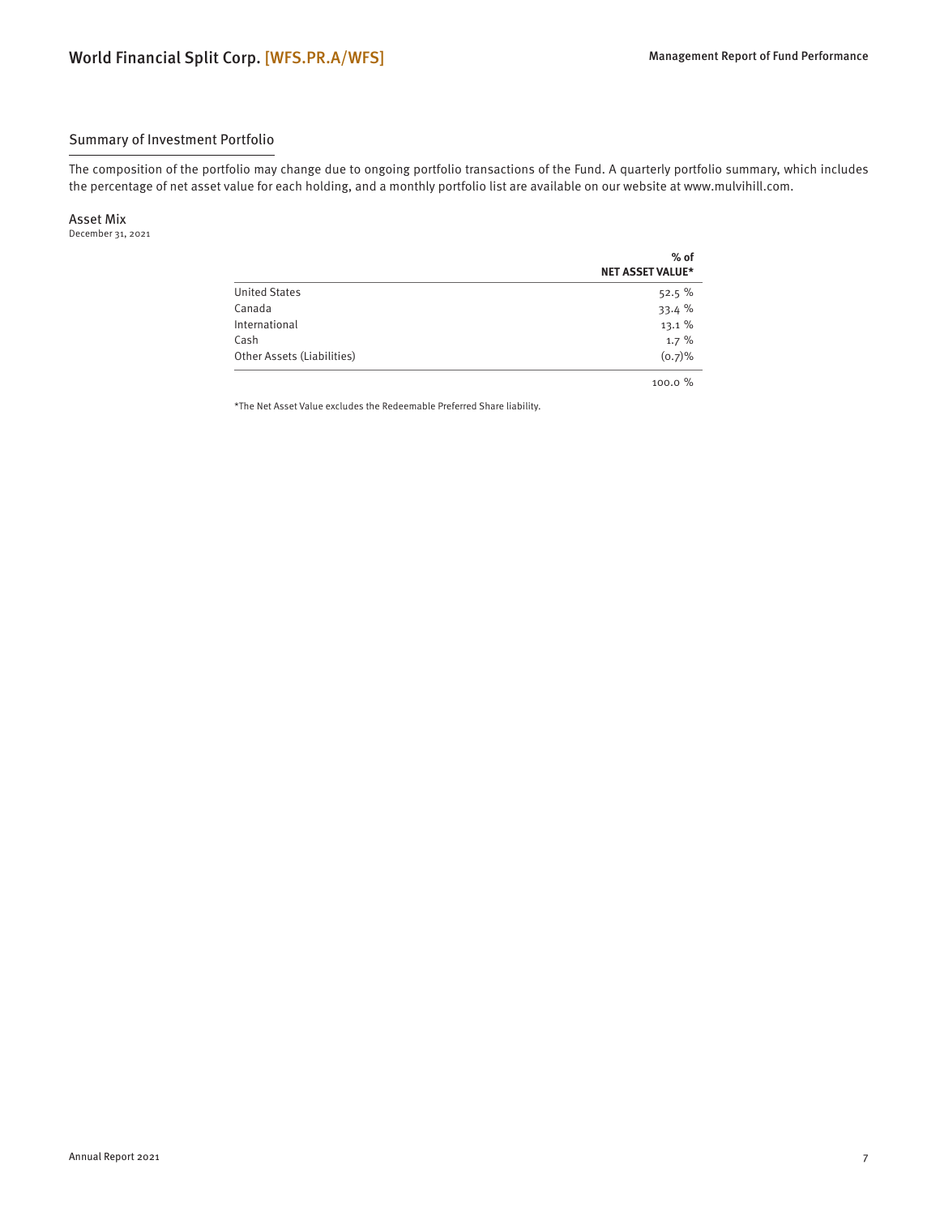## Summary of Investment Portfolio

The composition of the portfolio may change due to ongoing portfolio transactions of the Fund. A quarterly portfolio summary, which includes the percentage of net asset value for each holding, and a monthly portfolio list are available on our website at www.mulvihill.com.

### Asset Mix
December 31, 2021

| | % of NET ASSET VALUE* |
|---|---|
| United States | 52.5 % |
| Canada | 33.4 % |
| International | 13.1 % |
| Cash | 1.7 % |
| Other Assets (Liabilities) | (0.7)% |
| | 100.0 % |

*The Net Asset Value excludes the Redeemable Preferred Share liability.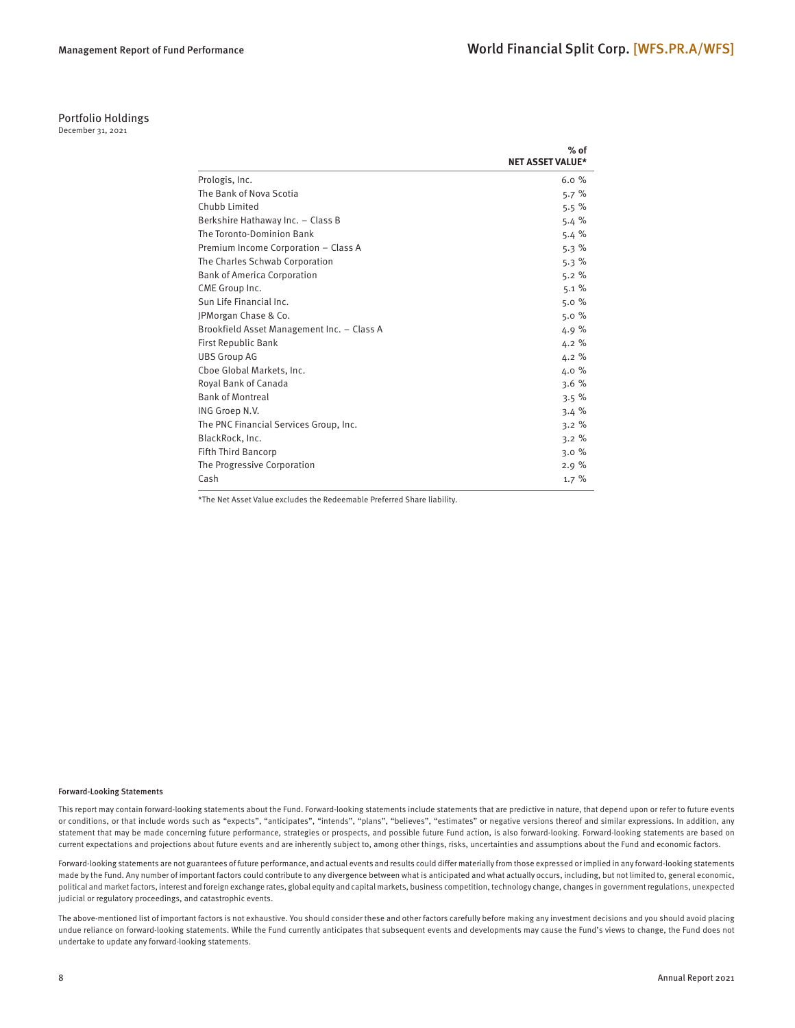## Portfolio Holdings

December 31, 2021

| | % of NET ASSET VALUE* |
|---|---|
| Prologis, Inc. | 6.0 % |
| The Bank of Nova Scotia | 5.7 % |
| Chubb Limited | 5.5 % |
| Berkshire Hathaway Inc. – Class B | 5.4 % |
| The Toronto-Dominion Bank | 5.4 % |
| Premium Income Corporation – Class A | 5.3 % |
| The Charles Schwab Corporation | 5.3 % |
| Bank of America Corporation | 5.2 % |
| CME Group Inc. | 5.1 % |
| Sun Life Financial Inc. | 5.0 % |
| JPMorgan Chase & Co. | 5.0 % |
| Brookfield Asset Management Inc. – Class A | 4.9 % |
| First Republic Bank | 4.2 % |
| UBS Group AG | 4.2 % |
| Cboe Global Markets, Inc. | 4.0 % |
| Royal Bank of Canada | 3.6 % |
| Bank of Montreal | 3.5 % |
| ING Groep N.V. | 3.4 % |
| The PNC Financial Services Group, Inc. | 3.2 % |
| BlackRock, Inc. | 3.2 % |
| Fifth Third Bancorp | 3.0 % |
| The Progressive Corporation | 2.9 % |
| Cash | 1.7 % |

*The Net Asset Value excludes the Redeemable Preferred Share liability.

#### Forward-Looking Statements

This report may contain forward-looking statements about the Fund. Forward-looking statements include statements that are predictive in nature, that depend upon or refer to future events or conditions, or that include words such as "expects", "anticipates", "intends", "plans", "believes", "estimates" or negative versions thereof and similar expressions. In addition, any statement that may be made concerning future performance, strategies or prospects, and possible future Fund action, is also forward-looking. Forward-looking statements are based on current expectations and projections about future events and are inherently subject to, among other things, risks, uncertainties and assumptions about the Fund and economic factors.

Forward-looking statements are not guarantees of future performance, and actual events and results could differ materially from those expressed or implied in any forward-looking statements made by the Fund. Any number of important factors could contribute to any divergence between what is anticipated and what actually occurs, including, but not limited to, general economic, political and market factors, interest and foreign exchange rates, global equity and capital markets, business competition, technology change, changes in government regulations, unexpected judicial or regulatory proceedings, and catastrophic events.

The above-mentioned list of important factors is not exhaustive. You should consider these and other factors carefully before making any investment decisions and you should avoid placing undue reliance on forward-looking statements. While the Fund currently anticipates that subsequent events and developments may cause the Fund's views to change, the Fund does not undertake to update any forward-looking statements.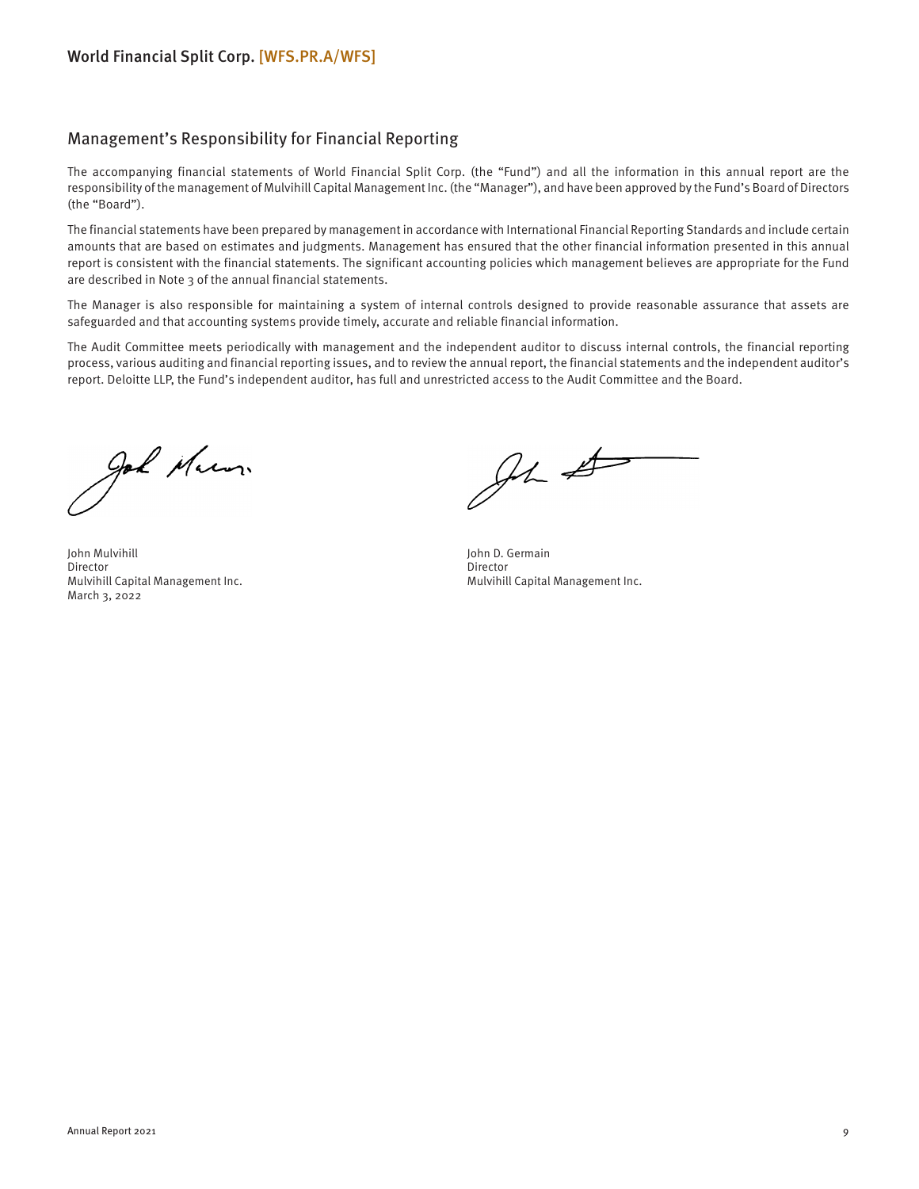## Management's Responsibility for Financial Reporting

The accompanying financial statements of World Financial Split Corp. (the "Fund") and all the information in this annual report are the responsibility of the management of Mulvihill Capital Management Inc. (the "Manager"), and have been approved by the Fund's Board of Directors (the "Board").

The financial statements have been prepared by management in accordance with International Financial Reporting Standards and include certain amounts that are based on estimates and judgments. Management has ensured that the other financial information presented in this annual report is consistent with the financial statements. The significant accounting policies which management believes are appropriate for the Fund are described in Note 3 of the annual financial statements.

The Manager is also responsible for maintaining a system of internal controls designed to provide reasonable assurance that assets are safeguarded and that accounting systems provide timely, accurate and reliable financial information.

The Audit Committee meets periodically with management and the independent auditor to discuss internal controls, the financial reporting process, various auditing and financial reporting issues, and to review the annual report, the financial statements and the independent auditor's report. Deloitte LLP, the Fund's independent auditor, has full and unrestricted access to the Audit Committee and the Board.

John Mulvihill
Director
Mulvihill Capital Management Inc.
March 3, 2022

John D. Germain
Director
Mulvihill Capital Management Inc.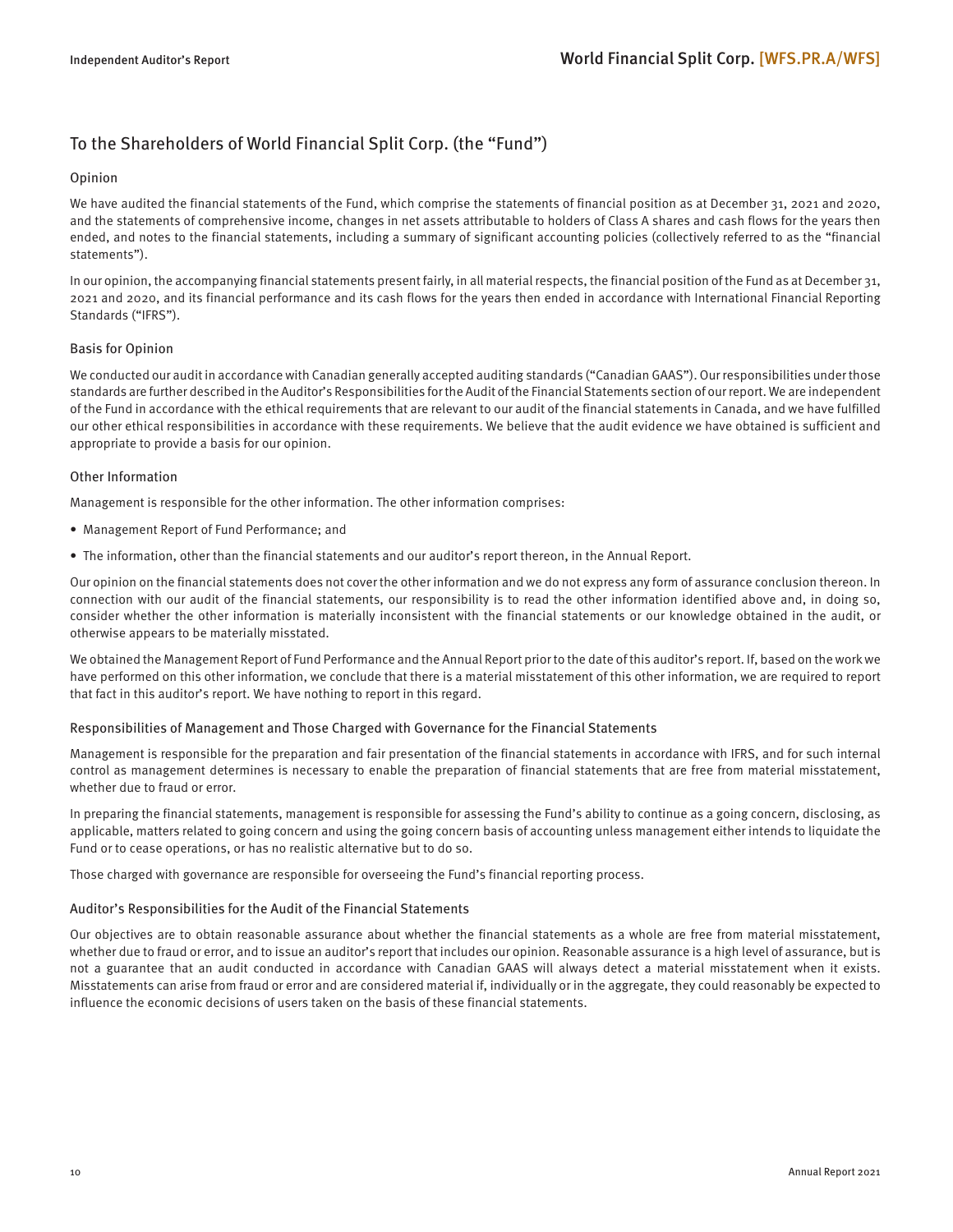## To the Shareholders of World Financial Split Corp. (the "Fund")

### Opinion

We have audited the financial statements of the Fund, which comprise the statements of financial position as at December 31, 2021 and 2020, and the statements of comprehensive income, changes in net assets attributable to holders of Class A shares and cash flows for the years then ended, and notes to the financial statements, including a summary of significant accounting policies (collectively referred to as the "financial statements").

In our opinion, the accompanying financial statements present fairly, in all material respects, the financial position of the Fund as at December 31, 2021 and 2020, and its financial performance and its cash flows for the years then ended in accordance with International Financial Reporting Standards ("IFRS").

### Basis for Opinion

We conducted our audit in accordance with Canadian generally accepted auditing standards ("Canadian GAAS"). Our responsibilities under those standards are further described in the Auditor's Responsibilities for the Audit of the Financial Statements section of our report. We are independent of the Fund in accordance with the ethical requirements that are relevant to our audit of the financial statements in Canada, and we have fulfilled our other ethical responsibilities in accordance with these requirements. We believe that the audit evidence we have obtained is sufficient and appropriate to provide a basis for our opinion.

### Other Information

Management is responsible for the other information. The other information comprises:

- Management Report of Fund Performance; and
- The information, other than the financial statements and our auditor's report thereon, in the Annual Report.

Our opinion on the financial statements does not cover the other information and we do not express any form of assurance conclusion thereon. In connection with our audit of the financial statements, our responsibility is to read the other information identified above and, in doing so, consider whether the other information is materially inconsistent with the financial statements or our knowledge obtained in the audit, or otherwise appears to be materially misstated.

We obtained the Management Report of Fund Performance and the Annual Report prior to the date of this auditor's report. If, based on the work we have performed on this other information, we conclude that there is a material misstatement of this other information, we are required to report that fact in this auditor's report. We have nothing to report in this regard.

### Responsibilities of Management and Those Charged with Governance for the Financial Statements

Management is responsible for the preparation and fair presentation of the financial statements in accordance with IFRS, and for such internal control as management determines is necessary to enable the preparation of financial statements that are free from material misstatement, whether due to fraud or error.

In preparing the financial statements, management is responsible for assessing the Fund's ability to continue as a going concern, disclosing, as applicable, matters related to going concern and using the going concern basis of accounting unless management either intends to liquidate the Fund or to cease operations, or has no realistic alternative but to do so.

Those charged with governance are responsible for overseeing the Fund's financial reporting process.

### Auditor's Responsibilities for the Audit of the Financial Statements

Our objectives are to obtain reasonable assurance about whether the financial statements as a whole are free from material misstatement, whether due to fraud or error, and to issue an auditor's report that includes our opinion. Reasonable assurance is a high level of assurance, but is not a guarantee that an audit conducted in accordance with Canadian GAAS will always detect a material misstatement when it exists. Misstatements can arise from fraud or error and are considered material if, individually or in the aggregate, they could reasonably be expected to influence the economic decisions of users taken on the basis of these financial statements.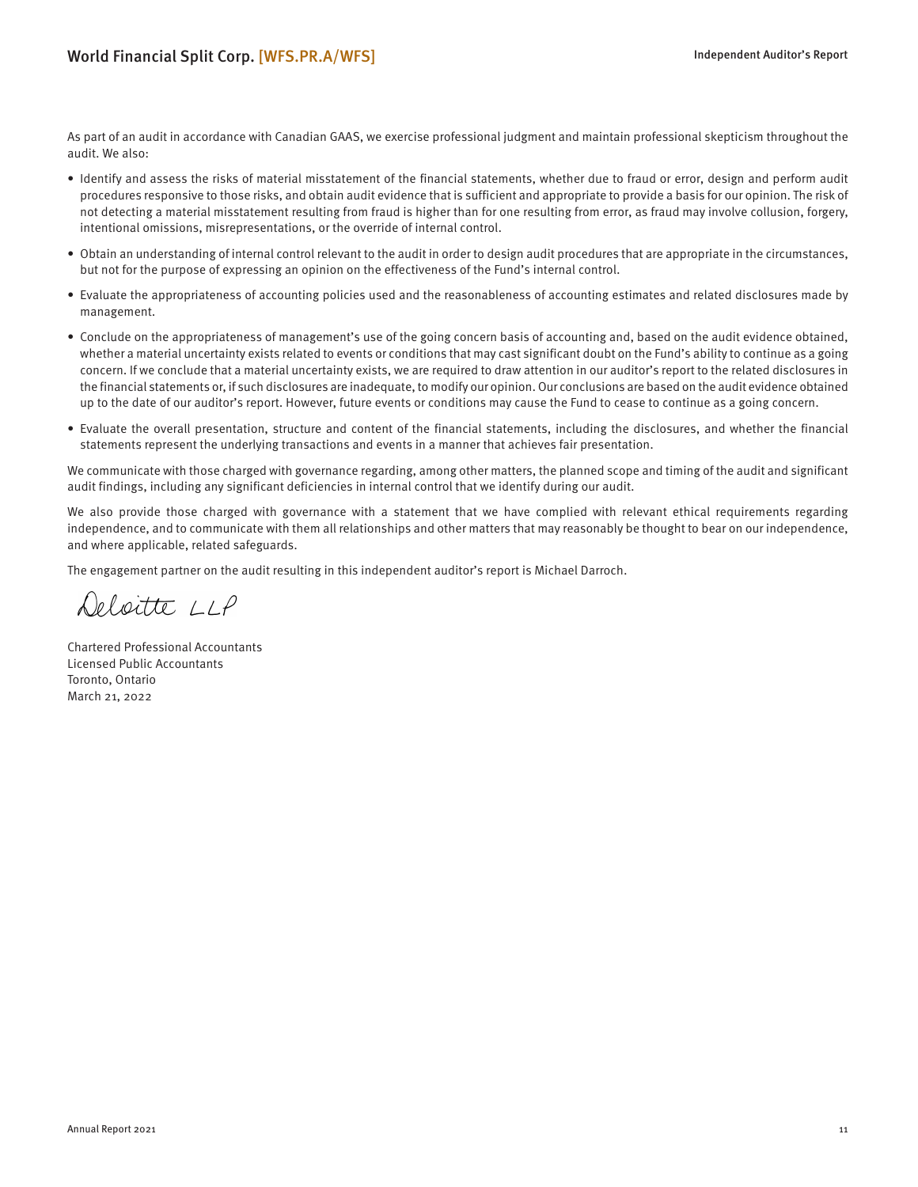As part of an audit in accordance with Canadian GAAS, we exercise professional judgment and maintain professional skepticism throughout the audit. We also:

- Identify and assess the risks of material misstatement of the financial statements, whether due to fraud or error, design and perform audit procedures responsive to those risks, and obtain audit evidence that is sufficient and appropriate to provide a basis for our opinion. The risk of not detecting a material misstatement resulting from fraud is higher than for one resulting from error, as fraud may involve collusion, forgery, intentional omissions, misrepresentations, or the override of internal control.
- Obtain an understanding of internal control relevant to the audit in order to design audit procedures that are appropriate in the circumstances, but not for the purpose of expressing an opinion on the effectiveness of the Fund's internal control.
- Evaluate the appropriateness of accounting policies used and the reasonableness of accounting estimates and related disclosures made by management.
- Conclude on the appropriateness of management's use of the going concern basis of accounting and, based on the audit evidence obtained, whether a material uncertainty exists related to events or conditions that may cast significant doubt on the Fund's ability to continue as a going concern. If we conclude that a material uncertainty exists, we are required to draw attention in our auditor's report to the related disclosures in the financial statements or, if such disclosures are inadequate, to modify our opinion. Our conclusions are based on the audit evidence obtained up to the date of our auditor's report. However, future events or conditions may cause the Fund to cease to continue as a going concern.
- Evaluate the overall presentation, structure and content of the financial statements, including the disclosures, and whether the financial statements represent the underlying transactions and events in a manner that achieves fair presentation.

We communicate with those charged with governance regarding, among other matters, the planned scope and timing of the audit and significant audit findings, including any significant deficiencies in internal control that we identify during our audit.

We also provide those charged with governance with a statement that we have complied with relevant ethical requirements regarding independence, and to communicate with them all relationships and other matters that may reasonably be thought to bear on our independence, and where applicable, related safeguards.

The engagement partner on the audit resulting in this independent auditor's report is Michael Darroch.

Deloitte LLP

Chartered Professional Accountants
Licensed Public Accountants
Toronto, Ontario
March 21, 2022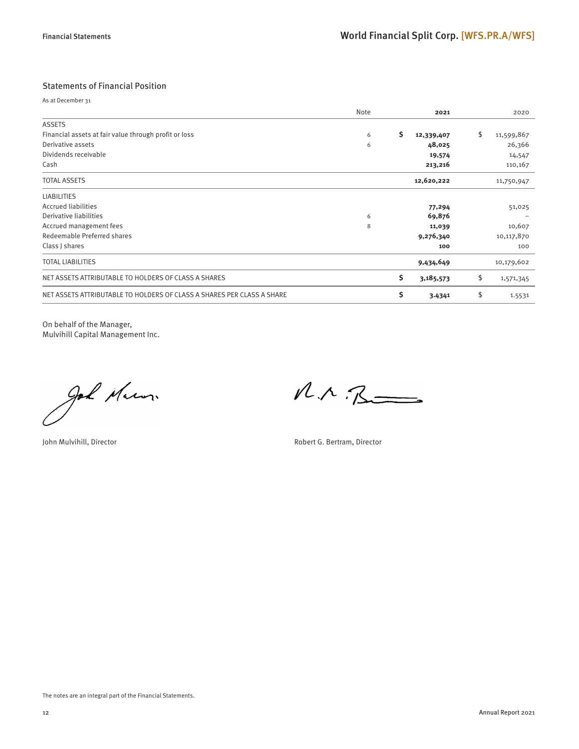## Statements of Financial Position

As at December 31

| | Note | 2021 | 2020 |
|---|---|---|---|
| ASSETS | | | |
| Financial assets at fair value through profit or loss | 6 | $ 12,339,407 | $ 11,599,867 |
| Derivative assets | 6 | 48,025 | 26,366 |
| Dividends receivable | | 19,574 | 14,547 |
| Cash | | 213,216 | 110,167 |
| TOTAL ASSETS | | 12,620,222 | 11,750,947 |
| LIABILITIES | | | |
| Accrued liabilities | | 77,294 | 51,025 |
| Derivative liabilities | 6 | 69,876 | – |
| Accrued management fees | 8 | 11,039 | 10,607 |
| Redeemable Preferred shares | | 9,276,340 | 10,117,870 |
| Class J shares | | 100 | 100 |
| TOTAL LIABILITIES | | 9,434,649 | 10,179,602 |
| NET ASSETS ATTRIBUTABLE TO HOLDERS OF CLASS A SHARES | | $ 3,185,573 | $ 1,571,345 |
| NET ASSETS ATTRIBUTABLE TO HOLDERS OF CLASS A SHARES PER CLASS A SHARE | | $ 3.4341 | $ 1.5531 |

On behalf of the Manager,
Mulvihill Capital Management Inc.

John Mulvihill, Director

Robert G. Bertram, Director

The notes are an integral part of the Financial Statements.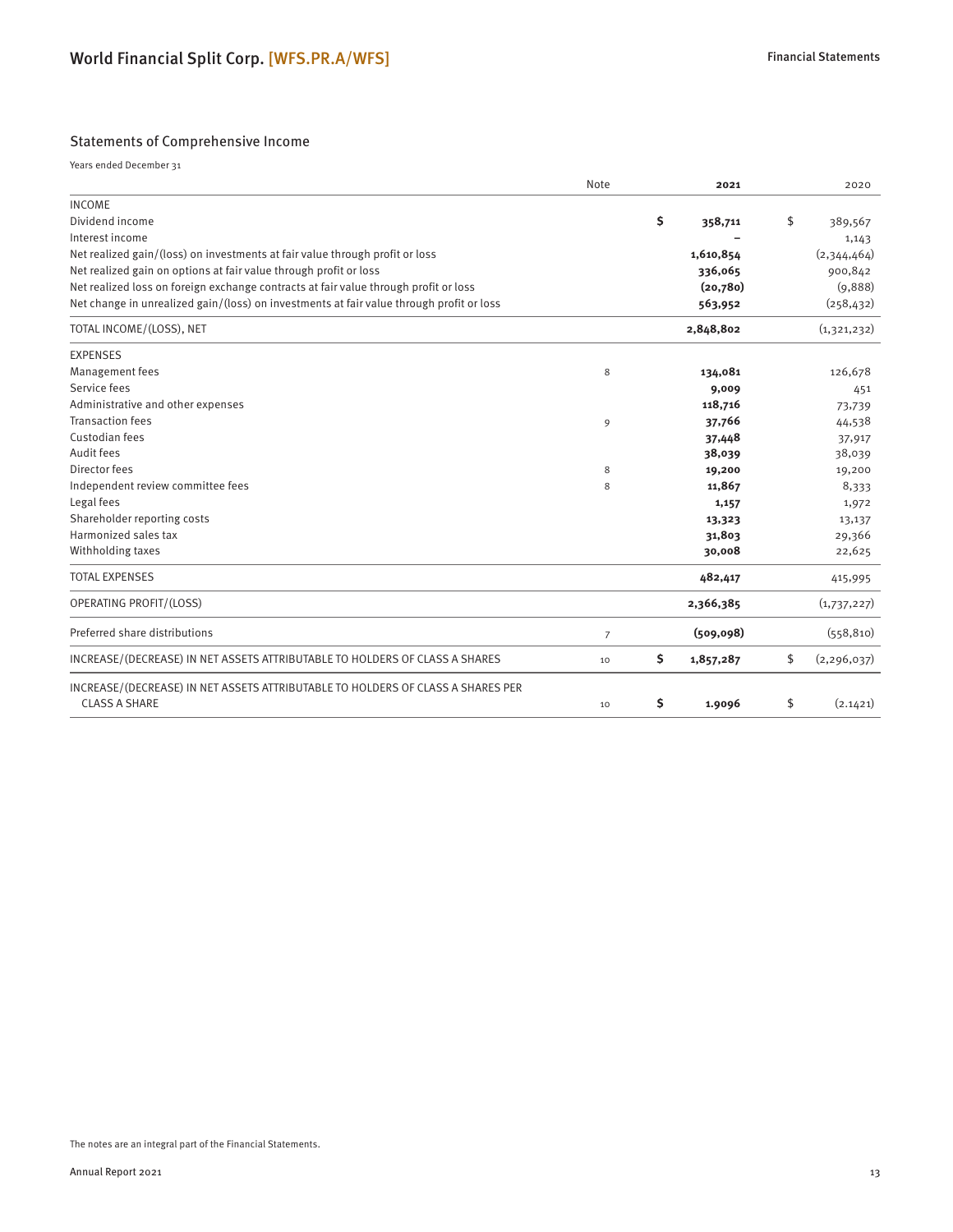## Statements of Comprehensive Income

Years ended December 31

| | Note | 2021 | 2020 |
|---|---|---|---|
| INCOME | | | |
| Dividend income | | **$ 358,711** | $ 389,567 |
| Interest income | | **–** | 1,143 |
| Net realized gain/(loss) on investments at fair value through profit or loss | | **1,610,854** | (2,344,464) |
| Net realized gain on options at fair value through profit or loss | | **336,065** | 900,842 |
| Net realized loss on foreign exchange contracts at fair value through profit or loss | | **(20,780)** | (9,888) |
| Net change in unrealized gain/(loss) on investments at fair value through profit or loss | | **563,952** | (258,432) |
| TOTAL INCOME/(LOSS), NET | | **2,848,802** | (1,321,232) |
| EXPENSES | | | |
| Management fees | 8 | **134,081** | 126,678 |
| Service fees | | **9,009** | 451 |
| Administrative and other expenses | | **118,716** | 73,739 |
| Transaction fees | 9 | **37,766** | 44,538 |
| Custodian fees | | **37,448** | 37,917 |
| Audit fees | | **38,039** | 38,039 |
| Director fees | 8 | **19,200** | 19,200 |
| Independent review committee fees | 8 | **11,867** | 8,333 |
| Legal fees | | **1,157** | 1,972 |
| Shareholder reporting costs | | **13,323** | 13,137 |
| Harmonized sales tax | | **31,803** | 29,366 |
| Withholding taxes | | **30,008** | 22,625 |
| TOTAL EXPENSES | | **482,417** | 415,995 |
| OPERATING PROFIT/(LOSS) | | **2,366,385** | (1,737,227) |
| Preferred share distributions | 7 | **(509,098)** | (558,810) |
| INCREASE/(DECREASE) IN NET ASSETS ATTRIBUTABLE TO HOLDERS OF CLASS A SHARES | 10 | **$ 1,857,287** | $ (2,296,037) |
| INCREASE/(DECREASE) IN NET ASSETS ATTRIBUTABLE TO HOLDERS OF CLASS A SHARES PER CLASS A SHARE | 10 | **$ 1.9096** | $ (2.1421) |

The notes are an integral part of the Financial Statements.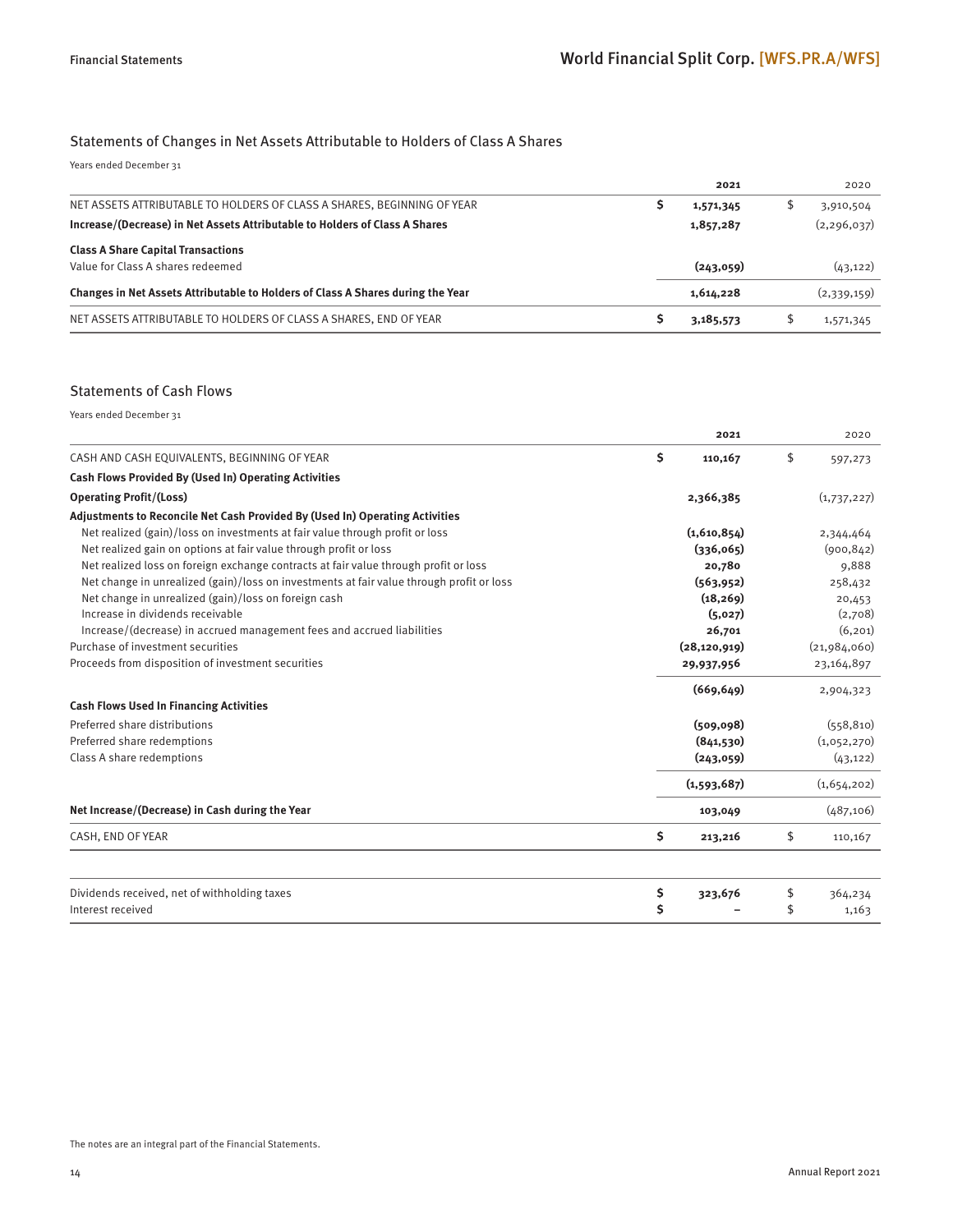## Statements of Changes in Net Assets Attributable to Holders of Class A Shares

Years ended December 31

| | 2021 | 2020 |
|---|---|---|
| NET ASSETS ATTRIBUTABLE TO HOLDERS OF CLASS A SHARES, BEGINNING OF YEAR | $ 1,571,345 | $ 3,910,504 |
| **Increase/(Decrease) in Net Assets Attributable to Holders of Class A Shares** | 1,857,287 | (2,296,037) |
| **Class A Share Capital Transactions** | | |
| Value for Class A shares redeemed | (243,059) | (43,122) |
| **Changes in Net Assets Attributable to Holders of Class A Shares during the Year** | 1,614,228 | (2,339,159) |
| NET ASSETS ATTRIBUTABLE TO HOLDERS OF CLASS A SHARES, END OF YEAR | $ 3,185,573 | $ 1,571,345 |

## Statements of Cash Flows

Years ended December 31

| | 2021 | 2020 |
|---|---|---|
| CASH AND CASH EQUIVALENTS, BEGINNING OF YEAR | $ 110,167 | $ 597,273 |
| **Cash Flows Provided By (Used In) Operating Activities** | | |
| **Operating Profit/(Loss)** | 2,366,385 | (1,737,227) |
| **Adjustments to Reconcile Net Cash Provided By (Used In) Operating Activities** | | |
| Net realized (gain)/loss on investments at fair value through profit or loss | (1,610,854) | 2,344,464 |
| Net realized gain on options at fair value through profit or loss | (336,065) | (900,842) |
| Net realized loss on foreign exchange contracts at fair value through profit or loss | 20,780 | 9,888 |
| Net change in unrealized (gain)/loss on investments at fair value through profit or loss | (563,952) | 258,432 |
| Net change in unrealized (gain)/loss on foreign cash | (18,269) | 20,453 |
| Increase in dividends receivable | (5,027) | (2,708) |
| Increase/(decrease) in accrued management fees and accrued liabilities | 26,701 | (6,201) |
| Purchase of investment securities | (28,120,919) | (21,984,060) |
| Proceeds from disposition of investment securities | 29,937,956 | 23,164,897 |
| | (669,649) | 2,904,323 |
| **Cash Flows Used In Financing Activities** | | |
| Preferred share distributions | (509,098) | (558,810) |
| Preferred share redemptions | (841,530) | (1,052,270) |
| Class A share redemptions | (243,059) | (43,122) |
| | (1,593,687) | (1,654,202) |
| **Net Increase/(Decrease) in Cash during the Year** | 103,049 | (487,106) |
| CASH, END OF YEAR | $ 213,216 | $ 110,167 |
| | | |
| Dividends received, net of withholding taxes | $ 323,676 | $ 364,234 |
| Interest received | $ – | $ 1,163 |

The notes are an integral part of the Financial Statements.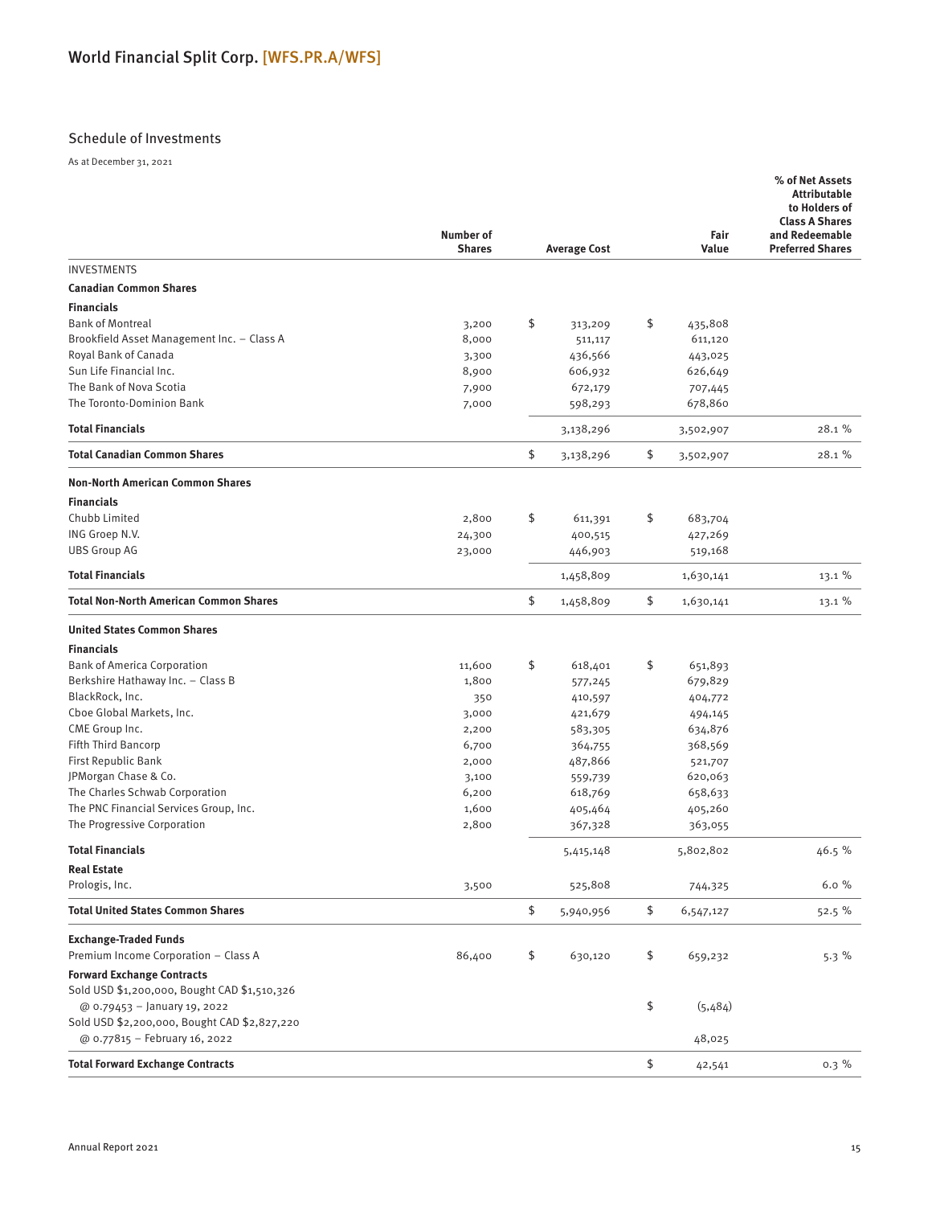# World Financial Split Corp. [WFS.PR.A/WFS]

## Schedule of Investments

As at December 31, 2021

| | Number of Shares | Average Cost | Fair Value | % of Net Assets Attributable to Holders of Class A Shares and Redeemable Preferred Shares |
|---|---|---|---|---|
| INVESTMENTS | | | | |
| **Canadian Common Shares** | | | | |
| **Financials** | | | | |
| Bank of Montreal | 3,200 | $ 313,209 | $ 435,808 | |
| Brookfield Asset Management Inc. – Class A | 8,000 | 511,117 | 611,120 | |
| Royal Bank of Canada | 3,300 | 436,566 | 443,025 | |
| Sun Life Financial Inc. | 8,900 | 606,932 | 626,649 | |
| The Bank of Nova Scotia | 7,900 | 672,179 | 707,445 | |
| The Toronto-Dominion Bank | 7,000 | 598,293 | 678,860 | |
| **Total Financials** | | 3,138,296 | 3,502,907 | 28.1 % |
| **Total Canadian Common Shares** | | $ 3,138,296 | $ 3,502,907 | 28.1 % |
| **Non-North American Common Shares** | | | | |
| **Financials** | | | | |
| Chubb Limited | 2,800 | $ 611,391 | $ 683,704 | |
| ING Groep N.V. | 24,300 | 400,515 | 427,269 | |
| UBS Group AG | 23,000 | 446,903 | 519,168 | |
| **Total Financials** | | 1,458,809 | 1,630,141 | 13.1 % |
| **Total Non-North American Common Shares** | | $ 1,458,809 | $ 1,630,141 | 13.1 % |
| **United States Common Shares** | | | | |
| **Financials** | | | | |
| Bank of America Corporation | 11,600 | $ 618,401 | $ 651,893 | |
| Berkshire Hathaway Inc. – Class B | 1,800 | 577,245 | 679,829 | |
| BlackRock, Inc. | 350 | 410,597 | 404,772 | |
| Cboe Global Markets, Inc. | 3,000 | 421,679 | 494,145 | |
| CME Group Inc. | 2,200 | 583,305 | 634,876 | |
| Fifth Third Bancorp | 6,700 | 364,755 | 368,569 | |
| First Republic Bank | 2,000 | 487,866 | 521,707 | |
| JPMorgan Chase & Co. | 3,100 | 559,739 | 620,063 | |
| The Charles Schwab Corporation | 6,200 | 618,769 | 658,633 | |
| The PNC Financial Services Group, Inc. | 1,600 | 405,464 | 405,260 | |
| The Progressive Corporation | 2,800 | 367,328 | 363,055 | |
| **Total Financials** | | 5,415,148 | 5,802,802 | 46.5 % |
| **Real Estate** | | | | |
| Prologis, Inc. | 3,500 | 525,808 | 744,325 | 6.0 % |
| **Total United States Common Shares** | | $ 5,940,956 | $ 6,547,127 | 52.5 % |
| **Exchange-Traded Funds** | | | | |
| Premium Income Corporation – Class A | 86,400 | $ 630,120 | $ 659,232 | 5.3 % |
| **Forward Exchange Contracts** | | | | |
| Sold USD $1,200,000, Bought CAD $1,510,326 @ 0.79453 – January 19, 2022 | | | $ (5,484) | |
| Sold USD $2,200,000, Bought CAD $2,827,220 @ 0.77815 – February 16, 2022 | | | 48,025 | |
| **Total Forward Exchange Contracts** | | | $ 42,541 | 0.3 % |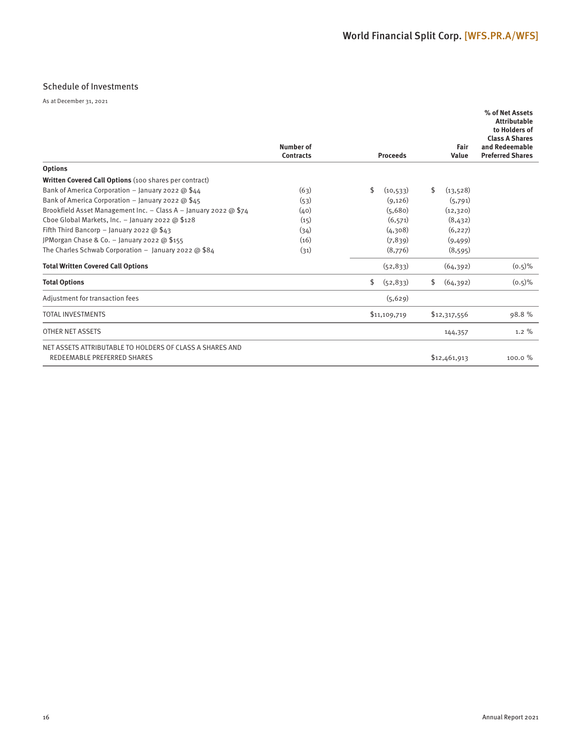## Schedule of Investments

As at December 31, 2021

| | Number of Contracts | Proceeds | Fair Value | % of Net Assets Attributable to Holders of Class A Shares and Redeemable Preferred Shares |
|---|---|---|---|---|
| **Options** | | | | |
| **Written Covered Call Options** (100 shares per contract) | | | | |
| Bank of America Corporation – January 2022 @ $44 | (63) | $ (10,533) | $ (13,528) | |
| Bank of America Corporation – January 2022 @ $45 | (53) | (9,126) | (5,791) | |
| Brookfield Asset Management Inc. – Class A – January 2022 @ $74 | (40) | (5,680) | (12,320) | |
| Cboe Global Markets, Inc. – January 2022 @ $128 | (15) | (6,571) | (8,432) | |
| Fifth Third Bancorp – January 2022 @ $43 | (34) | (4,308) | (6,227) | |
| JPMorgan Chase & Co. – January 2022 @ $155 | (16) | (7,839) | (9,499) | |
| The Charles Schwab Corporation – January 2022 @ $84 | (31) | (8,776) | (8,595) | |
| **Total Written Covered Call Options** | | (52,833) | (64,392) | (0.5)% |
| **Total Options** | | $ (52,833) | $ (64,392) | (0.5)% |
| Adjustment for transaction fees | | (5,629) | | |
| TOTAL INVESTMENTS | | $11,109,719 | $12,317,556 | 98.8 % |
| OTHER NET ASSETS | | | 144,357 | 1.2 % |
| NET ASSETS ATTRIBUTABLE TO HOLDERS OF CLASS A SHARES AND REDEEMABLE PREFERRED SHARES | | | $12,461,913 | 100.0 % |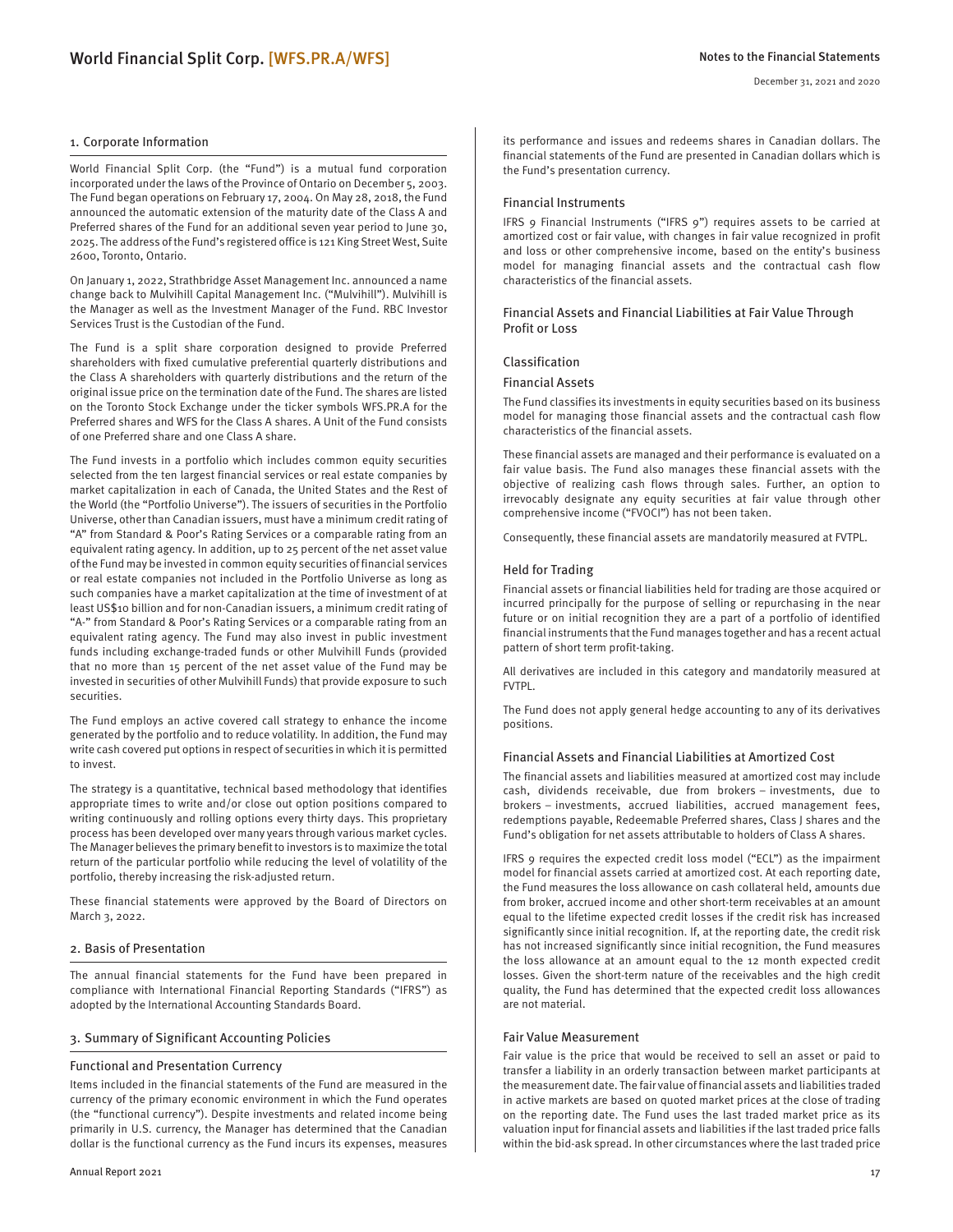## 1. Corporate Information

World Financial Split Corp. (the "Fund") is a mutual fund corporation incorporated under the laws of the Province of Ontario on December 5, 2003. The Fund began operations on February 17, 2004. On May 28, 2018, the Fund announced the automatic extension of the maturity date of the Class A and Preferred shares of the Fund for an additional seven year period to June 30, 2025. The address of the Fund's registered office is 121 King Street West, Suite 2600, Toronto, Ontario.

On January 1, 2022, Strathbridge Asset Management Inc. announced a name change back to Mulvihill Capital Management Inc. ("Mulvihill"). Mulvihill is the Manager as well as the Investment Manager of the Fund. RBC Investor Services Trust is the Custodian of the Fund.

The Fund is a split share corporation designed to provide Preferred shareholders with fixed cumulative preferential quarterly distributions and the Class A shareholders with quarterly distributions and the return of the original issue price on the termination date of the Fund. The shares are listed on the Toronto Stock Exchange under the ticker symbols WFS.PR.A for the Preferred shares and WFS for the Class A shares. A Unit of the Fund consists of one Preferred share and one Class A share.

The Fund invests in a portfolio which includes common equity securities selected from the ten largest financial services or real estate companies by market capitalization in each of Canada, the United States and the Rest of the World (the "Portfolio Universe"). The issuers of securities in the Portfolio Universe, other than Canadian issuers, must have a minimum credit rating of "A" from Standard & Poor's Rating Services or a comparable rating from an equivalent rating agency. In addition, up to 25 percent of the net asset value of the Fund may be invested in common equity securities of financial services or real estate companies not included in the Portfolio Universe as long as such companies have a market capitalization at the time of investment of at least US$10 billion and for non-Canadian issuers, a minimum credit rating of "A-" from Standard & Poor's Rating Services or a comparable rating from an equivalent rating agency. The Fund may also invest in public investment funds including exchange-traded funds or other Mulvihill Funds (provided that no more than 15 percent of the net asset value of the Fund may be invested in securities of other Mulvihill Funds) that provide exposure to such securities.

The Fund employs an active covered call strategy to enhance the income generated by the portfolio and to reduce volatility. In addition, the Fund may write cash covered put options in respect of securities in which it is permitted to invest.

The strategy is a quantitative, technical based methodology that identifies appropriate times to write and/or close out option positions compared to writing continuously and rolling options every thirty days. This proprietary process has been developed over many years through various market cycles. The Manager believes the primary benefit to investors is to maximize the total return of the particular portfolio while reducing the level of volatility of the portfolio, thereby increasing the risk-adjusted return.

These financial statements were approved by the Board of Directors on March 3, 2022.

## 2. Basis of Presentation

The annual financial statements for the Fund have been prepared in compliance with International Financial Reporting Standards ("IFRS") as adopted by the International Accounting Standards Board.

## 3. Summary of Significant Accounting Policies

### Functional and Presentation Currency

Items included in the financial statements of the Fund are measured in the currency of the primary economic environment in which the Fund operates (the "functional currency"). Despite investments and related income being primarily in U.S. currency, the Manager has determined that the Canadian dollar is the functional currency as the Fund incurs its expenses, measures its performance and issues and redeems shares in Canadian dollars. The financial statements of the Fund are presented in Canadian dollars which is the Fund's presentation currency.

### Financial Instruments

IFRS 9 Financial Instruments ("IFRS 9") requires assets to be carried at amortized cost or fair value, with changes in fair value recognized in profit and loss or other comprehensive income, based on the entity's business model for managing financial assets and the contractual cash flow characteristics of the financial assets.

### Financial Assets and Financial Liabilities at Fair Value Through Profit or Loss

#### Classification

#### Financial Assets

The Fund classifies its investments in equity securities based on its business model for managing those financial assets and the contractual cash flow characteristics of the financial assets.

These financial assets are managed and their performance is evaluated on a fair value basis. The Fund also manages these financial assets with the objective of realizing cash flows through sales. Further, an option to irrevocably designate any equity securities at fair value through other comprehensive income ("FVOCI") has not been taken.

Consequently, these financial assets are mandatorily measured at FVTPL.

#### Held for Trading

Financial assets or financial liabilities held for trading are those acquired or incurred principally for the purpose of selling or repurchasing in the near future or on initial recognition they are a part of a portfolio of identified financial instruments that the Fund manages together and has a recent actual pattern of short term profit-taking.

All derivatives are included in this category and mandatorily measured at FVTPL.

The Fund does not apply general hedge accounting to any of its derivatives positions.

### Financial Assets and Financial Liabilities at Amortized Cost

The financial assets and liabilities measured at amortized cost may include cash, dividends receivable, due from brokers – investments, due to brokers – investments, accrued liabilities, accrued management fees, redemptions payable, Redeemable Preferred shares, Class J shares and the Fund's obligation for net assets attributable to holders of Class A shares.

IFRS 9 requires the expected credit loss model ("ECL") as the impairment model for financial assets carried at amortized cost. At each reporting date, the Fund measures the loss allowance on cash collateral held, amounts due from broker, accrued income and other short-term receivables at an amount equal to the lifetime expected credit losses if the credit risk has increased significantly since initial recognition. If, at the reporting date, the credit risk has not increased significantly since initial recognition, the Fund measures the loss allowance at an amount equal to the 12 month expected credit losses. Given the short-term nature of the receivables and the high credit quality, the Fund has determined that the expected credit loss allowances are not material.

### Fair Value Measurement

Fair value is the price that would be received to sell an asset or paid to transfer a liability in an orderly transaction between market participants at the measurement date. The fair value of financial assets and liabilities traded in active markets are based on quoted market prices at the close of trading on the reporting date. The Fund uses the last traded market price as its valuation input for financial assets and liabilities if the last traded price falls within the bid-ask spread. In other circumstances where the last traded price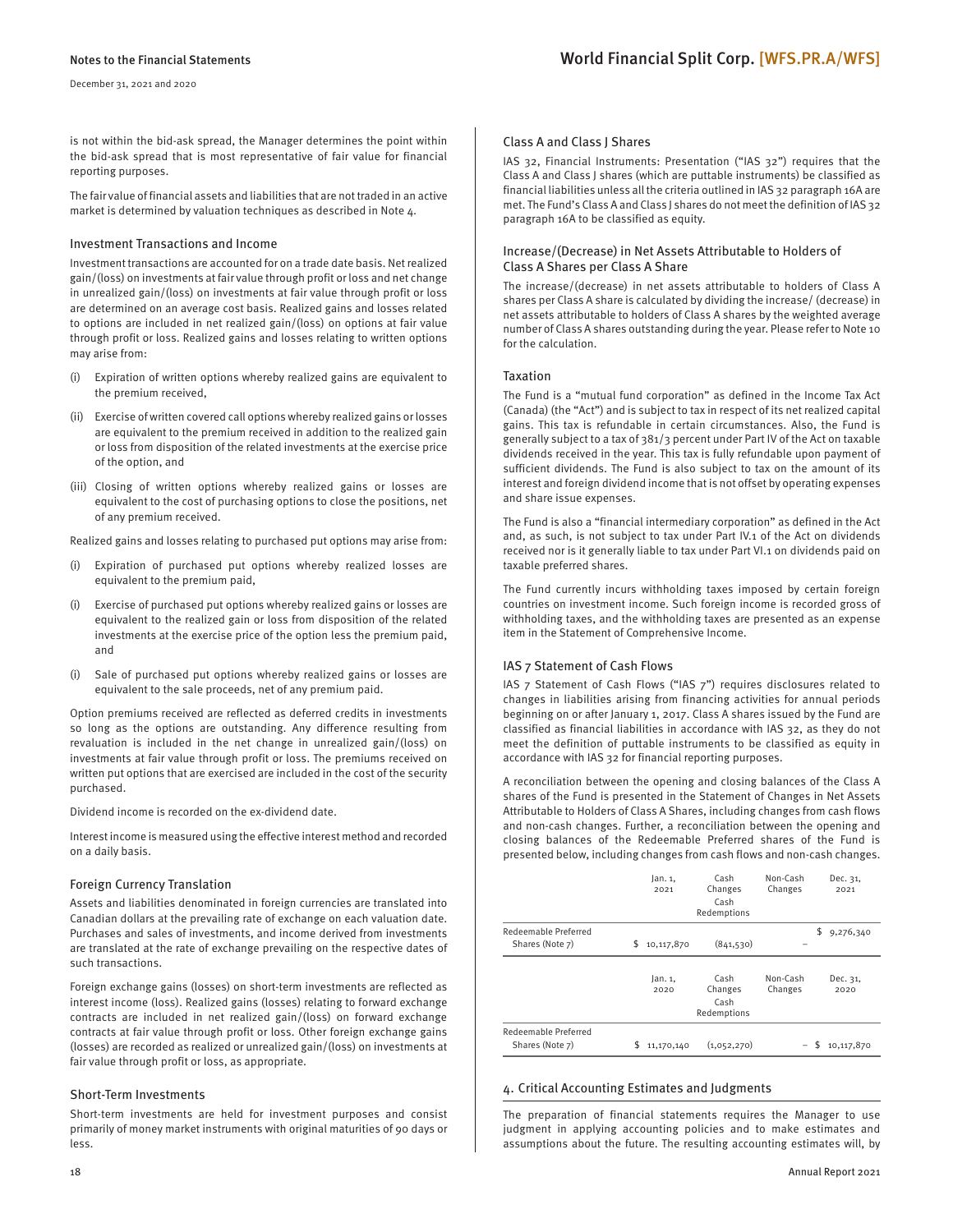is not within the bid-ask spread, the Manager determines the point within the bid-ask spread that is most representative of fair value for financial reporting purposes.

The fair value of financial assets and liabilities that are not traded in an active market is determined by valuation techniques as described in Note 4.

### Investment Transactions and Income

Investment transactions are accounted for on a trade date basis. Net realized gain/(loss) on investments at fair value through profit or loss and net change in unrealized gain/(loss) on investments at fair value through profit or loss are determined on an average cost basis. Realized gains and losses related to options are included in net realized gain/(loss) on options at fair value through profit or loss. Realized gains and losses relating to written options may arise from:

(i) Expiration of written options whereby realized gains are equivalent to the premium received,

(ii) Exercise of written covered call options whereby realized gains or losses are equivalent to the premium received in addition to the realized gain or loss from disposition of the related investments at the exercise price of the option, and

(iii) Closing of written options whereby realized gains or losses are equivalent to the cost of purchasing options to close the positions, net of any premium received.

Realized gains and losses relating to purchased put options may arise from:

(i) Expiration of purchased put options whereby realized losses are equivalent to the premium paid,

(i) Exercise of purchased put options whereby realized gains or losses are equivalent to the realized gain or loss from disposition of the related investments at the exercise price of the option less the premium paid, and

(i) Sale of purchased put options whereby realized gains or losses are equivalent to the sale proceeds, net of any premium paid.

Option premiums received are reflected as deferred credits in investments so long as the options are outstanding. Any difference resulting from revaluation is included in the net change in unrealized gain/(loss) on investments at fair value through profit or loss. The premiums received on written put options that are exercised are included in the cost of the security purchased.

Dividend income is recorded on the ex-dividend date.

Interest income is measured using the effective interest method and recorded on a daily basis.

### Foreign Currency Translation

Assets and liabilities denominated in foreign currencies are translated into Canadian dollars at the prevailing rate of exchange on each valuation date. Purchases and sales of investments, and income derived from investments are translated at the rate of exchange prevailing on the respective dates of such transactions.

Foreign exchange gains (losses) on short-term investments are reflected as interest income (loss). Realized gains (losses) relating to forward exchange contracts are included in net realized gain/(loss) on forward exchange contracts at fair value through profit or loss. Other foreign exchange gains (losses) are recorded as realized or unrealized gain/(loss) on investments at fair value through profit or loss, as appropriate.

### Short-Term Investments

Short-term investments are held for investment purposes and consist primarily of money market instruments with original maturities of 90 days or less.

### Class A and Class J Shares

IAS 32, Financial Instruments: Presentation ("IAS 32") requires that the Class A and Class J shares (which are puttable instruments) be classified as financial liabilities unless all the criteria outlined in IAS 32 paragraph 16A are met. The Fund's Class A and Class J shares do not meet the definition of IAS 32 paragraph 16A to be classified as equity.

### Increase/(Decrease) in Net Assets Attributable to Holders of Class A Shares per Class A Share

The increase/(decrease) in net assets attributable to holders of Class A shares per Class A share is calculated by dividing the increase/ (decrease) in net assets attributable to holders of Class A shares by the weighted average number of Class A shares outstanding during the year. Please refer to Note 10 for the calculation.

### Taxation

The Fund is a "mutual fund corporation" as defined in the Income Tax Act (Canada) (the "Act") and is subject to tax in respect of its net realized capital gains. This tax is refundable in certain circumstances. Also, the Fund is generally subject to a tax of 381/3 percent under Part IV of the Act on taxable dividends received in the year. This tax is fully refundable upon payment of sufficient dividends. The Fund is also subject to tax on the amount of its interest and foreign dividend income that is not offset by operating expenses and share issue expenses.

The Fund is also a "financial intermediary corporation" as defined in the Act and, as such, is not subject to tax under Part IV.1 of the Act on dividends received nor is it generally liable to tax under Part VI.1 on dividends paid on taxable preferred shares.

The Fund currently incurs withholding taxes imposed by certain foreign countries on investment income. Such foreign income is recorded gross of withholding taxes, and the withholding taxes are presented as an expense item in the Statement of Comprehensive Income.

### IAS 7 Statement of Cash Flows

IAS 7 Statement of Cash Flows ("IAS 7") requires disclosures related to changes in liabilities arising from financing activities for annual periods beginning on or after January 1, 2017. Class A shares issued by the Fund are classified as financial liabilities in accordance with IAS 32, as they do not meet the definition of puttable instruments to be classified as equity in accordance with IAS 32 for financial reporting purposes.

A reconciliation between the opening and closing balances of the Class A shares of the Fund is presented in the Statement of Changes in Net Assets Attributable to Holders of Class A Shares, including changes from cash flows and non-cash changes. Further, a reconciliation between the opening and closing balances of the Redeemable Preferred shares of the Fund is presented below, including changes from cash flows and non-cash changes.

| | Jan. 1, 2021 | Cash Changes Cash Redemptions | Non-Cash Changes | Dec. 31, 2021 |
|---|---|---|---|---|
| Redeemable Preferred Shares (Note 7) | $ 10,117,870 | (841,530) | – | $ 9,276,340 |

| | Jan. 1, 2020 | Cash Changes Cash Redemptions | Non-Cash Changes | Dec. 31, 2020 |
|---|---|---|---|---|
| Redeemable Preferred Shares (Note 7) | $ 11,170,140 | (1,052,270) | – | $ 10,117,870 |

## 4. Critical Accounting Estimates and Judgments

The preparation of financial statements requires the Manager to use judgment in applying accounting policies and to make estimates and assumptions about the future. The resulting accounting estimates will, by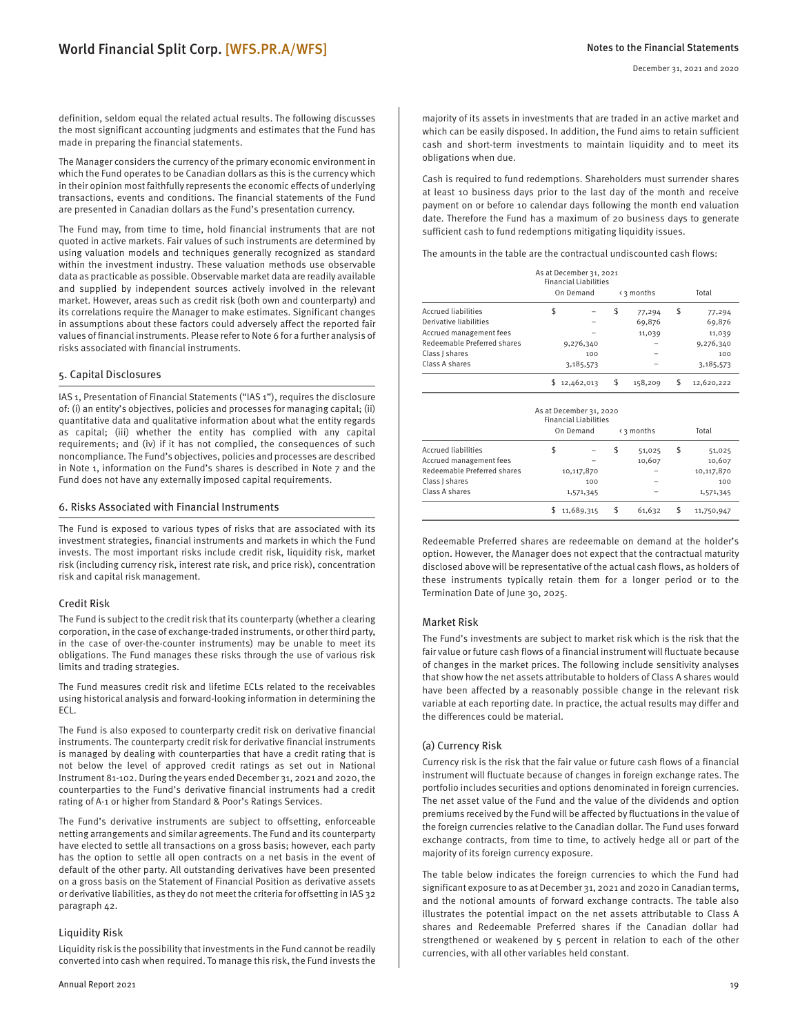definition, seldom equal the related actual results. The following discusses the most significant accounting judgments and estimates that the Fund has made in preparing the financial statements.

The Manager considers the currency of the primary economic environment in which the Fund operates to be Canadian dollars as this is the currency which in their opinion most faithfully represents the economic effects of underlying transactions, events and conditions. The financial statements of the Fund are presented in Canadian dollars as the Fund's presentation currency.

The Fund may, from time to time, hold financial instruments that are not quoted in active markets. Fair values of such instruments are determined by using valuation models and techniques generally recognized as standard within the investment industry. These valuation methods use observable data as practicable as possible. Observable market data are readily available and supplied by independent sources actively involved in the relevant market. However, areas such as credit risk (both own and counterparty) and its correlations require the Manager to make estimates. Significant changes in assumptions about these factors could adversely affect the reported fair values of financial instruments. Please refer to Note 6 for a further analysis of risks associated with financial instruments.

## 5. Capital Disclosures

IAS 1, Presentation of Financial Statements ("IAS 1"), requires the disclosure of: (i) an entity's objectives, policies and processes for managing capital; (ii) quantitative data and qualitative information about what the entity regards as capital; (iii) whether the entity has complied with any capital requirements; and (iv) if it has not complied, the consequences of such noncompliance. The Fund's objectives, policies and processes are described in Note 1, information on the Fund's shares is described in Note 7 and the Fund does not have any externally imposed capital requirements.

## 6. Risks Associated with Financial Instruments

The Fund is exposed to various types of risks that are associated with its investment strategies, financial instruments and markets in which the Fund invests. The most important risks include credit risk, liquidity risk, market risk (including currency risk, interest rate risk, and price risk), concentration risk and capital risk management.

### Credit Risk

The Fund is subject to the credit risk that its counterparty (whether a clearing corporation, in the case of exchange-traded instruments, or other third party, in the case of over-the-counter instruments) may be unable to meet its obligations. The Fund manages these risks through the use of various risk limits and trading strategies.

The Fund measures credit risk and lifetime ECLs related to the receivables using historical analysis and forward-looking information in determining the ECL.

The Fund is also exposed to counterparty credit risk on derivative financial instruments. The counterparty credit risk for derivative financial instruments is managed by dealing with counterparties that have a credit rating that is not below the level of approved credit ratings as set out in National Instrument 81-102. During the years ended December 31, 2021 and 2020, the counterparties to the Fund's derivative financial instruments had a credit rating of A-1 or higher from Standard & Poor's Ratings Services.

The Fund's derivative instruments are subject to offsetting, enforceable netting arrangements and similar agreements. The Fund and its counterparty have elected to settle all transactions on a gross basis; however, each party has the option to settle all open contracts on a net basis in the event of default of the other party. All outstanding derivatives have been presented on a gross basis on the Statement of Financial Position as derivative assets or derivative liabilities, as they do not meet the criteria for offsetting in IAS 32 paragraph 42.

### Liquidity Risk

Liquidity risk is the possibility that investments in the Fund cannot be readily converted into cash when required. To manage this risk, the Fund invests the majority of its assets in investments that are traded in an active market and which can be easily disposed. In addition, the Fund aims to retain sufficient cash and short-term investments to maintain liquidity and to meet its obligations when due.

Cash is required to fund redemptions. Shareholders must surrender shares at least 10 business days prior to the last day of the month and receive payment on or before 10 calendar days following the month end valuation date. Therefore the Fund has a maximum of 20 business days to generate sufficient cash to fund redemptions mitigating liquidity issues.

The amounts in the table are the contractual undiscounted cash flows:

| As at December 31, 2021 Financial Liabilities | On Demand | < 3 months | Total |
|---|---|---|---|
| Accrued liabilities | $ – | $ 77,294 | $ 77,294 |
| Derivative liabilities | – | 69,876 | 69,876 |
| Accrued management fees | – | 11,039 | 11,039 |
| Redeemable Preferred shares | 9,276,340 | – | 9,276,340 |
| Class J shares | 100 | – | 100 |
| Class A shares | 3,185,573 | – | 3,185,573 |
| | $ 12,462,013 | $ 158,209 | $ 12,620,222 |

| As at December 31, 2020 Financial Liabilities | On Demand | < 3 months | Total |
|---|---|---|---|
| Accrued liabilities | $ – | $ 51,025 | $ 51,025 |
| Accrued management fees | – | 10,607 | 10,607 |
| Redeemable Preferred shares | 10,117,870 | – | 10,117,870 |
| Class J shares | 100 | – | 100 |
| Class A shares | 1,571,345 | – | 1,571,345 |
| | $ 11,689,315 | $ 61,632 | $ 11,750,947 |

Redeemable Preferred shares are redeemable on demand at the holder's option. However, the Manager does not expect that the contractual maturity disclosed above will be representative of the actual cash flows, as holders of these instruments typically retain them for a longer period or to the Termination Date of June 30, 2025.

### Market Risk

The Fund's investments are subject to market risk which is the risk that the fair value or future cash flows of a financial instrument will fluctuate because of changes in the market prices. The following include sensitivity analyses that show how the net assets attributable to holders of Class A shares would have been affected by a reasonably possible change in the relevant risk variable at each reporting date. In practice, the actual results may differ and the differences could be material.

#### (a) Currency Risk

Currency risk is the risk that the fair value or future cash flows of a financial instrument will fluctuate because of changes in foreign exchange rates. The portfolio includes securities and options denominated in foreign currencies. The net asset value of the Fund and the value of the dividends and option premiums received by the Fund will be affected by fluctuations in the value of the foreign currencies relative to the Canadian dollar. The Fund uses forward exchange contracts, from time to time, to actively hedge all or part of the majority of its foreign currency exposure.

The table below indicates the foreign currencies to which the Fund had significant exposure to as at December 31, 2021 and 2020 in Canadian terms, and the notional amounts of forward exchange contracts. The table also illustrates the potential impact on the net assets attributable to Class A shares and Redeemable Preferred shares if the Canadian dollar had strengthened or weakened by 5 percent in relation to each of the other currencies, with all other variables held constant.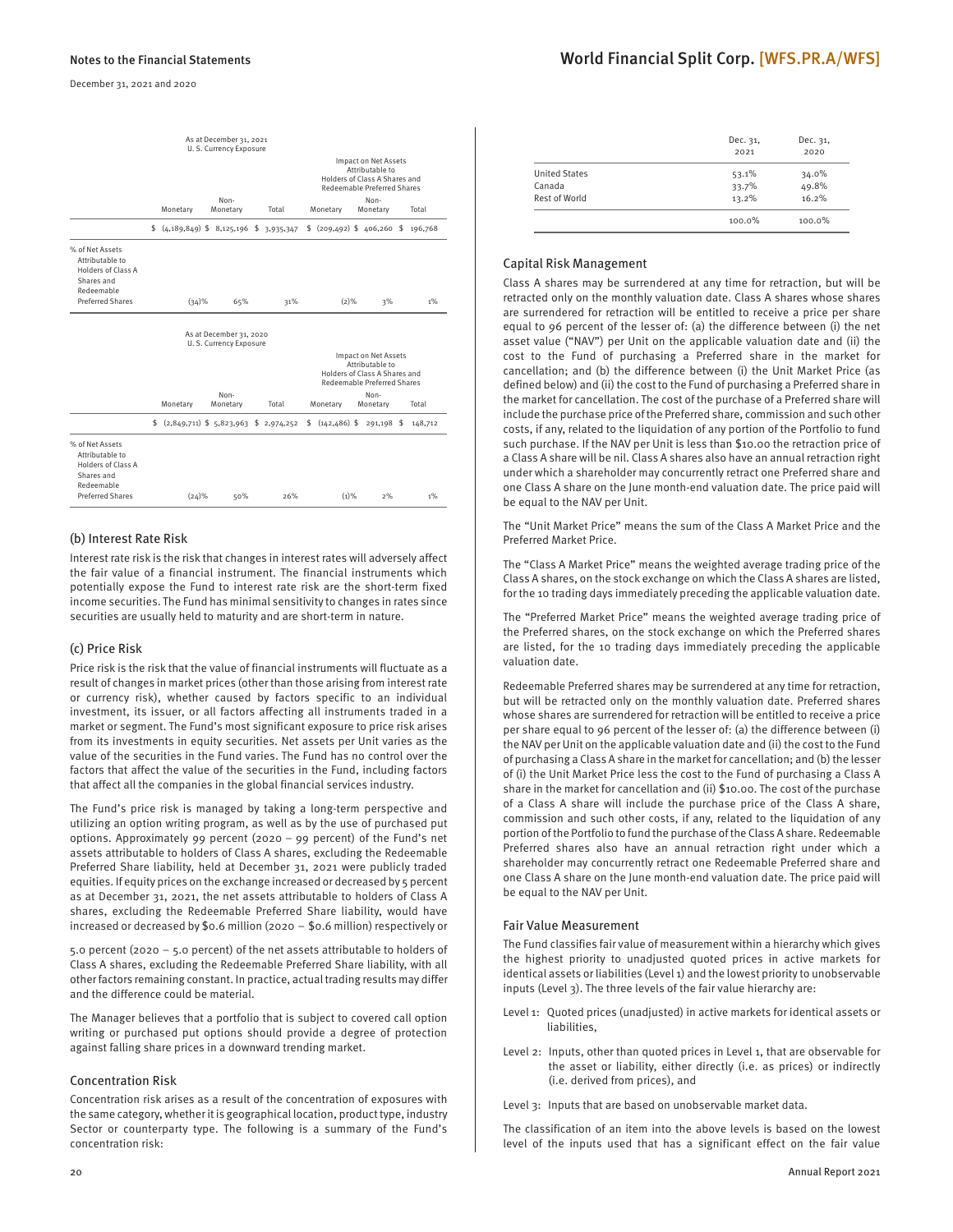| | As at December 31, 2021 U. S. Currency Exposure | | | Impact on Net Assets Attributable to Holders of Class A Shares and Redeemable Preferred Shares | | |
|---|---|---|---|---|---|---|
| | Monetary | Non-Monetary | Total | Monetary | Non-Monetary | Total |
| | $ (4,189,849) | $ 8,125,196 | $ 3,935,347 | $ (209,492) | $ 406,260 | $ 196,768 |
| % of Net Assets Attributable to Holders of Class A Shares and Redeemable Preferred Shares | (34)% | 65% | 31% | (2)% | 3% | 1% |

| | As at December 31, 2020 U. S. Currency Exposure | | | Impact on Net Assets Attributable to Holders of Class A Shares and Redeemable Preferred Shares | | |
|---|---|---|---|---|---|---|
| | Monetary | Non-Monetary | Total | Monetary | Non-Monetary | Total |
| | $ (2,849,711) | $ 5,823,963 | $ 2,974,252 | $ (142,486) | $ 291,198 | $ 148,712 |
| % of Net Assets Attributable to Holders of Class A Shares and Redeemable Preferred Shares | (24)% | 50% | 26% | (1)% | 2% | 1% |

### (b) Interest Rate Risk

Interest rate risk is the risk that changes in interest rates will adversely affect the fair value of a financial instrument. The financial instruments which potentially expose the Fund to interest rate risk are the short-term fixed income securities. The Fund has minimal sensitivity to changes in rates since securities are usually held to maturity and are short-term in nature.

### (c) Price Risk

Price risk is the risk that the value of financial instruments will fluctuate as a result of changes in market prices (other than those arising from interest rate or currency risk), whether caused by factors specific to an individual investment, its issuer, or all factors affecting all instruments traded in a market or segment. The Fund's most significant exposure to price risk arises from its investments in equity securities. Net assets per Unit varies as the value of the securities in the Fund varies. The Fund has no control over the factors that affect the value of the securities in the Fund, including factors that affect all the companies in the global financial services industry.

The Fund's price risk is managed by taking a long-term perspective and utilizing an option writing program, as well as by the use of purchased put options. Approximately 99 percent (2020 – 99 percent) of the Fund's net assets attributable to holders of Class A shares, excluding the Redeemable Preferred Share liability, held at December 31, 2021 were publicly traded equities. If equity prices on the exchange increased or decreased by 5 percent as at December 31, 2021, the net assets attributable to holders of Class A shares, excluding the Redeemable Preferred Share liability, would have increased or decreased by $0.6 million (2020 – $0.6 million) respectively or 5.0 percent (2020 – 5.0 percent) of the net assets attributable to holders of Class A shares, excluding the Redeemable Preferred Share liability, with all other factors remaining constant. In practice, actual trading results may differ and the difference could be material.

The Manager believes that a portfolio that is subject to covered call option writing or purchased put options should provide a degree of protection against falling share prices in a downward trending market.

### Concentration Risk

Concentration risk arises as a result of the concentration of exposures with the same category, whether it is geographical location, product type, industry Sector or counterparty type. The following is a summary of the Fund's concentration risk:

| | Dec. 31, 2021 | Dec. 31, 2020 |
|---|---|---|
| United States | 53.1% | 34.0% |
| Canada | 33.7% | 49.8% |
| Rest of World | 13.2% | 16.2% |
| | 100.0% | 100.0% |

### Capital Risk Management

Class A shares may be surrendered at any time for retraction, but will be retracted only on the monthly valuation date. Class A shares whose shares are surrendered for retraction will be entitled to receive a price per share equal to 96 percent of the lesser of: (a) the difference between (i) the net asset value ("NAV") per Unit on the applicable valuation date and (ii) the cost to the Fund of purchasing a Preferred share in the market for cancellation; and (b) the difference between (i) the Unit Market Price (as defined below) and (ii) the cost to the Fund of purchasing a Preferred share in the market for cancellation. The cost of the purchase of a Preferred share will include the purchase price of the Preferred share, commission and such other costs, if any, related to the liquidation of any portion of the Portfolio to fund such purchase. If the NAV per Unit is less than $10.00 the retraction price of a Class A share will be nil. Class A shares also have an annual retraction right under which a shareholder may concurrently retract one Preferred share and one Class A share on the June month-end valuation date. The price paid will be equal to the NAV per Unit.

The "Unit Market Price" means the sum of the Class A Market Price and the Preferred Market Price.

The "Class A Market Price" means the weighted average trading price of the Class A shares, on the stock exchange on which the Class A shares are listed, for the 10 trading days immediately preceding the applicable valuation date.

The "Preferred Market Price" means the weighted average trading price of the Preferred shares, on the stock exchange on which the Preferred shares are listed, for the 10 trading days immediately preceding the applicable valuation date.

Redeemable Preferred shares may be surrendered at any time for retraction, but will be retracted only on the monthly valuation date. Preferred shares whose shares are surrendered for retraction will be entitled to receive a price per share equal to 96 percent of the lesser of: (a) the difference between (i) the NAV per Unit on the applicable valuation date and (ii) the cost to the Fund of purchasing a Class A share in the market for cancellation; and (b) the lesser of (i) the Unit Market Price less the cost to the Fund of purchasing a Class A share in the market for cancellation and (ii) $10.00. The cost of the purchase of a Class A share will include the purchase price of the Class A share, commission and such other costs, if any, related to the liquidation of any portion of the Portfolio to fund the purchase of the Class A share. Redeemable Preferred shares also have an annual retraction right under which a shareholder may concurrently retract one Redeemable Preferred share and one Class A share on the June month-end valuation date. The price paid will be equal to the NAV per Unit.

### Fair Value Measurement

The Fund classifies fair value of measurement within a hierarchy which gives the highest priority to unadjusted quoted prices in active markets for identical assets or liabilities (Level 1) and the lowest priority to unobservable inputs (Level 3). The three levels of the fair value hierarchy are:

Level 1: Quoted prices (unadjusted) in active markets for identical assets or liabilities,

Level 2: Inputs, other than quoted prices in Level 1, that are observable for the asset or liability, either directly (i.e. as prices) or indirectly (i.e. derived from prices), and

Level 3: Inputs that are based on unobservable market data.

The classification of an item into the above levels is based on the lowest level of the inputs used that has a significant effect on the fair value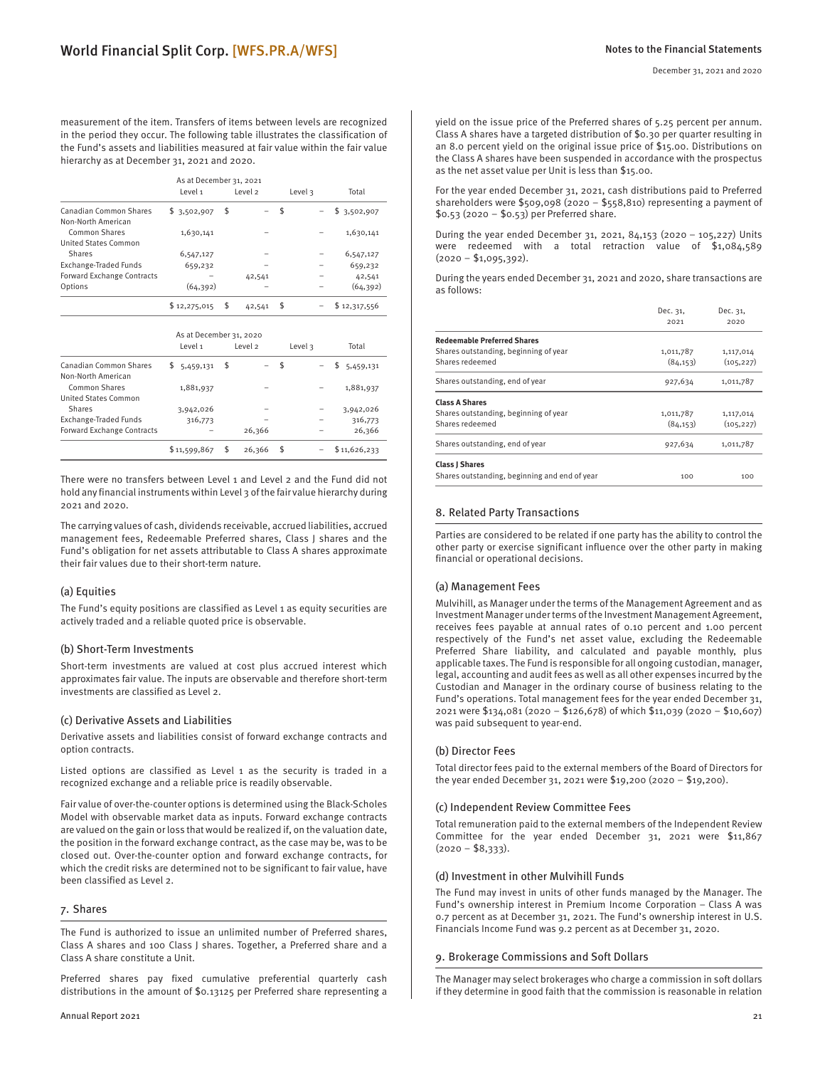measurement of the item. Transfers of items between levels are recognized in the period they occur. The following table illustrates the classification of the Fund's assets and liabilities measured at fair value within the fair value hierarchy as at December 31, 2021 and 2020.

| As at December 31, 2021 | Level 1 | Level 2 | Level 3 | Total |
|---|---|---|---|---|
| Canadian Common Shares | $ 3,502,907 | $ – | $ – | $ 3,502,907 |
| Non-North American Common Shares | 1,630,141 | – | – | 1,630,141 |
| United States Common Shares | 6,547,127 | – | – | 6,547,127 |
| Exchange-Traded Funds | 659,232 | – | – | 659,232 |
| Forward Exchange Contracts | – | 42,541 | – | 42,541 |
| Options | (64,392) | – | – | (64,392) |
| | $ 12,275,015 | $ 42,541 | $ – | $ 12,317,556 |

| As at December 31, 2020 | Level 1 | Level 2 | Level 3 | Total |
|---|---|---|---|---|
| Canadian Common Shares | $ 5,459,131 | $ – | $ – | $ 5,459,131 |
| Non-North American Common Shares | 1,881,937 | – | – | 1,881,937 |
| United States Common Shares | 3,942,026 | – | – | 3,942,026 |
| Exchange-Traded Funds | 316,773 | – | – | 316,773 |
| Forward Exchange Contracts | – | 26,366 | – | 26,366 |
| | $ 11,599,867 | $ 26,366 | $ – | $ 11,626,233 |

There were no transfers between Level 1 and Level 2 and the Fund did not hold any financial instruments within Level 3 of the fair value hierarchy during 2021 and 2020.

The carrying values of cash, dividends receivable, accrued liabilities, accrued management fees, Redeemable Preferred shares, Class J shares and the Fund's obligation for net assets attributable to Class A shares approximate their fair values due to their short-term nature.

### (a) Equities

The Fund's equity positions are classified as Level 1 as equity securities are actively traded and a reliable quoted price is observable.

### (b) Short-Term Investments

Short-term investments are valued at cost plus accrued interest which approximates fair value. The inputs are observable and therefore short-term investments are classified as Level 2.

### (c) Derivative Assets and Liabilities

Derivative assets and liabilities consist of forward exchange contracts and option contracts.

Listed options are classified as Level 1 as the security is traded in a recognized exchange and a reliable price is readily observable.

Fair value of over-the-counter options is determined using the Black-Scholes Model with observable market data as inputs. Forward exchange contracts are valued on the gain or loss that would be realized if, on the valuation date, the position in the forward exchange contract, as the case may be, was to be closed out. Over-the-counter option and forward exchange contracts, for which the credit risks are determined not to be significant to fair value, have been classified as Level 2.

## 7. Shares

The Fund is authorized to issue an unlimited number of Preferred shares, Class A shares and 100 Class J shares. Together, a Preferred share and a Class A share constitute a Unit.

Preferred shares pay fixed cumulative preferential quarterly cash distributions in the amount of $0.13125 per Preferred share representing a yield on the issue price of the Preferred shares of 5.25 percent per annum. Class A shares have a targeted distribution of $0.30 per quarter resulting in an 8.0 percent yield on the original issue price of $15.00. Distributions on the Class A shares have been suspended in accordance with the prospectus as the net asset value per Unit is less than $15.00.

For the year ended December 31, 2021, cash distributions paid to Preferred shareholders were $509,098 (2020 – $558,810) representing a payment of $0.53 (2020 – $0.53) per Preferred share.

During the year ended December 31, 2021, 84,153 (2020 – 105,227) Units were redeemed with a total retraction value of $1,084,589 (2020 – $1,095,392).

During the years ended December 31, 2021 and 2020, share transactions are as follows:

| | Dec. 31, 2021 | Dec. 31, 2020 |
|---|---|---|
| **Redeemable Preferred Shares** | | |
| Shares outstanding, beginning of year | 1,011,787 | 1,117,014 |
| Shares redeemed | (84,153) | (105,227) |
| Shares outstanding, end of year | 927,634 | 1,011,787 |
| **Class A Shares** | | |
| Shares outstanding, beginning of year | 1,011,787 | 1,117,014 |
| Shares redeemed | (84,153) | (105,227) |
| Shares outstanding, end of year | 927,634 | 1,011,787 |
| **Class J Shares** | | |
| Shares outstanding, beginning and end of year | 100 | 100 |

## 8. Related Party Transactions

Parties are considered to be related if one party has the ability to control the other party or exercise significant influence over the other party in making financial or operational decisions.

### (a) Management Fees

Mulvihill, as Manager under the terms of the Management Agreement and as Investment Manager under terms of the Investment Management Agreement, receives fees payable at annual rates of 0.10 percent and 1.00 percent respectively of the Fund's net asset value, excluding the Redeemable Preferred Share liability, and calculated and payable monthly, plus applicable taxes. The Fund is responsible for all ongoing custodian, manager, legal, accounting and audit fees as well as all other expenses incurred by the Custodian and Manager in the ordinary course of business relating to the Fund's operations. Total management fees for the year ended December 31, 2021 were $134,081 (2020 – $126,678) of which $11,039 (2020 – $10,607) was paid subsequent to year-end.

### (b) Director Fees

Total director fees paid to the external members of the Board of Directors for the year ended December 31, 2021 were $19,200 (2020 – $19,200).

### (c) Independent Review Committee Fees

Total remuneration paid to the external members of the Independent Review Committee for the year ended December 31, 2021 were $11,867 (2020 – $8,333).

### (d) Investment in other Mulvihill Funds

The Fund may invest in units of other funds managed by the Manager. The Fund's ownership interest in Premium Income Corporation – Class A was 0.7 percent as at December 31, 2021. The Fund's ownership interest in U.S. Financials Income Fund was 9.2 percent as at December 31, 2020.

## 9. Brokerage Commissions and Soft Dollars

The Manager may select brokerages who charge a commission in soft dollars if they determine in good faith that the commission is reasonable in relation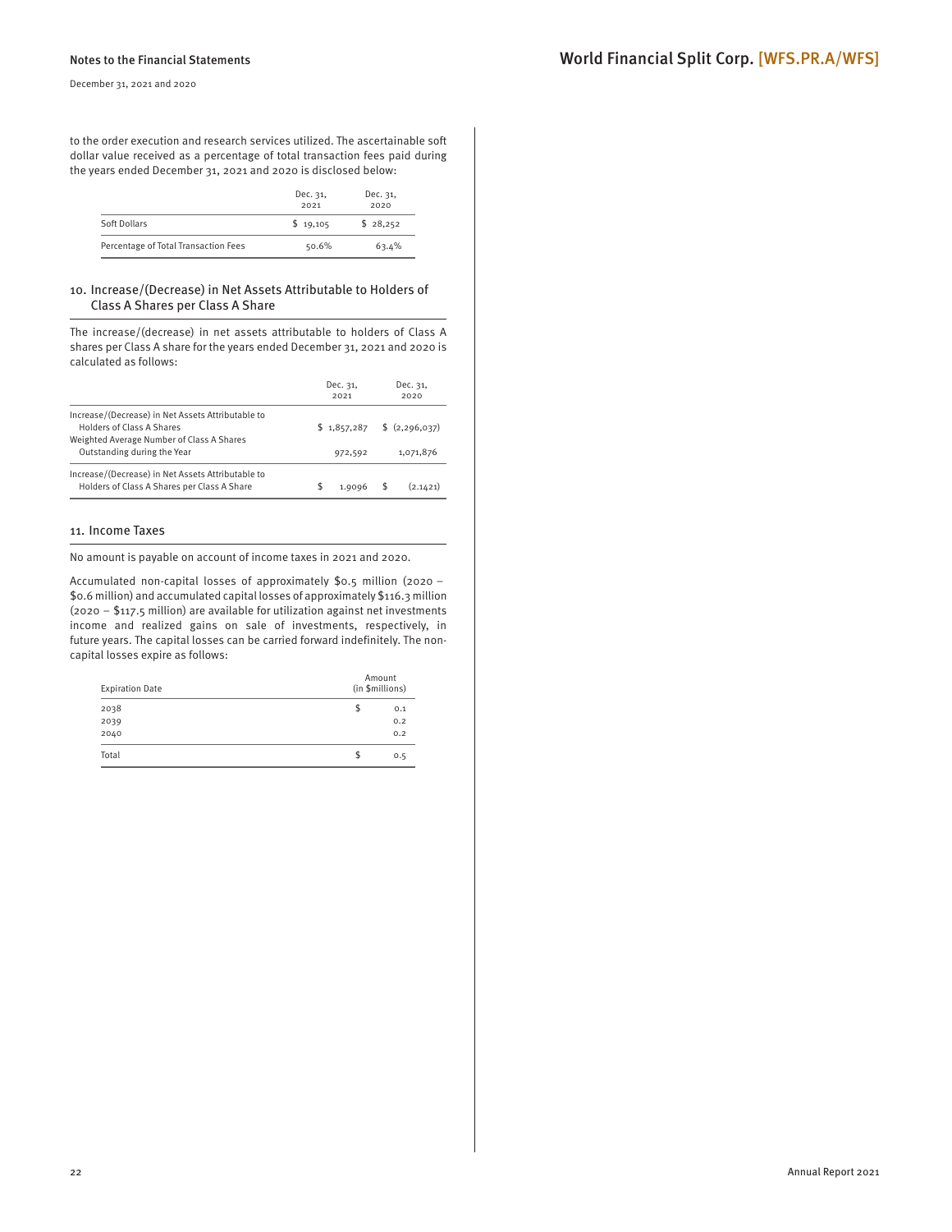to the order execution and research services utilized. The ascertainable soft dollar value received as a percentage of total transaction fees paid during the years ended December 31, 2021 and 2020 is disclosed below:

| | Dec. 31, 2021 | Dec. 31, 2020 |
|---|---|---|
| Soft Dollars | $ 19,105 | $ 28,252 |
| Percentage of Total Transaction Fees | 50.6% | 63.4% |

## 10. Increase/(Decrease) in Net Assets Attributable to Holders of Class A Shares per Class A Share

The increase/(decrease) in net assets attributable to holders of Class A shares per Class A share for the years ended December 31, 2021 and 2020 is calculated as follows:

| | Dec. 31, 2021 | Dec. 31, 2020 |
|---|---|---|
| Increase/(Decrease) in Net Assets Attributable to Holders of Class A Shares | $ 1,857,287 | $ (2,296,037) |
| Weighted Average Number of Class A Shares Outstanding during the Year | 972,592 | 1,071,876 |
| Increase/(Decrease) in Net Assets Attributable to Holders of Class A Shares per Class A Share | $ 1.9096 | $ (2.1421) |

## 11. Income Taxes

No amount is payable on account of income taxes in 2021 and 2020.

Accumulated non-capital losses of approximately $0.5 million (2020 – $0.6 million) and accumulated capital losses of approximately $116.3 million (2020 – $117.5 million) are available for utilization against net investments income and realized gains on sale of investments, respectively, in future years. The capital losses can be carried forward indefinitely. The non-capital losses expire as follows:

| Expiration Date | Amount (in $millions) |
|---|---|
| 2038 | $ 0.1 |
| 2039 | 0.2 |
| 2040 | 0.2 |
| Total | $ 0.5 |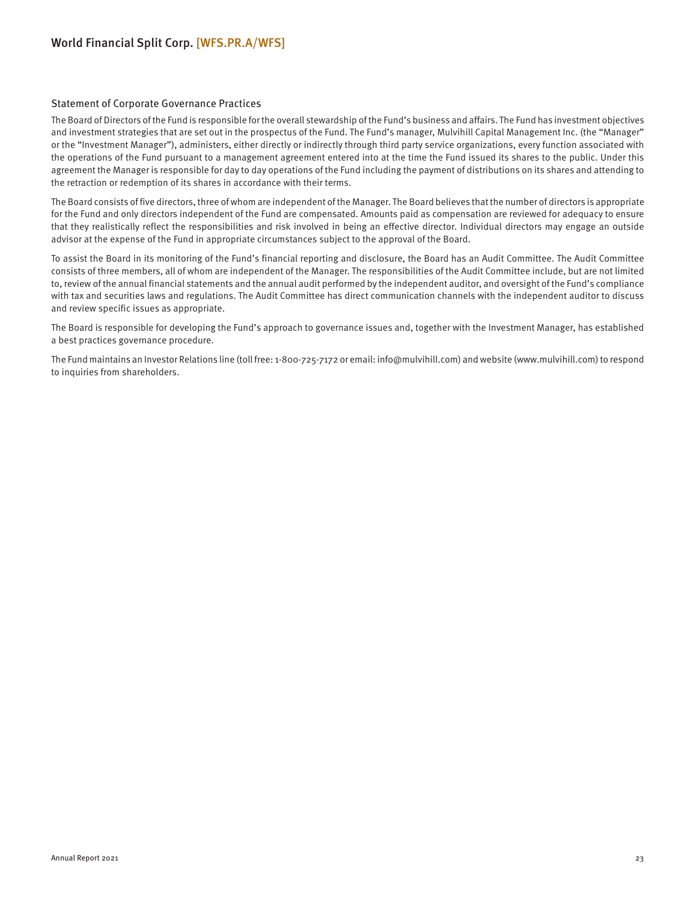## Statement of Corporate Governance Practices

The Board of Directors of the Fund is responsible for the overall stewardship of the Fund's business and affairs. The Fund has investment objectives and investment strategies that are set out in the prospectus of the Fund. The Fund's manager, Mulvihill Capital Management Inc. (the "Manager" or the "Investment Manager"), administers, either directly or indirectly through third party service organizations, every function associated with the operations of the Fund pursuant to a management agreement entered into at the time the Fund issued its shares to the public. Under this agreement the Manager is responsible for day to day operations of the Fund including the payment of distributions on its shares and attending to the retraction or redemption of its shares in accordance with their terms.

The Board consists of five directors, three of whom are independent of the Manager. The Board believes that the number of directors is appropriate for the Fund and only directors independent of the Fund are compensated. Amounts paid as compensation are reviewed for adequacy to ensure that they realistically reflect the responsibilities and risk involved in being an effective director. Individual directors may engage an outside advisor at the expense of the Fund in appropriate circumstances subject to the approval of the Board.

To assist the Board in its monitoring of the Fund's financial reporting and disclosure, the Board has an Audit Committee. The Audit Committee consists of three members, all of whom are independent of the Manager. The responsibilities of the Audit Committee include, but are not limited to, review of the annual financial statements and the annual audit performed by the independent auditor, and oversight of the Fund's compliance with tax and securities laws and regulations. The Audit Committee has direct communication channels with the independent auditor to discuss and review specific issues as appropriate.

The Board is responsible for developing the Fund's approach to governance issues and, together with the Investment Manager, has established a best practices governance procedure.

The Fund maintains an Investor Relations line (toll free: 1-800-725-7172 or email: info@mulvihill.com) and website (www.mulvihill.com) to respond to inquiries from shareholders.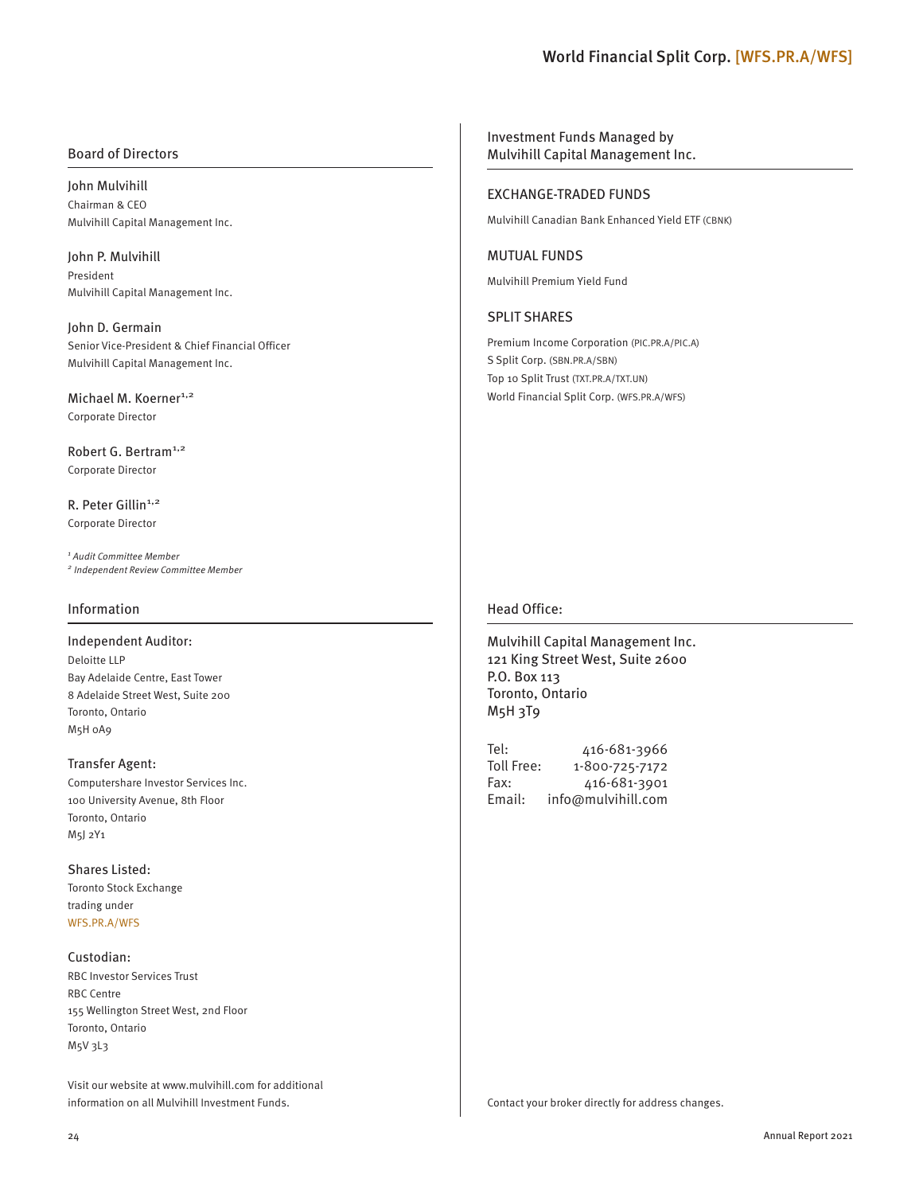## Board of Directors

**John Mulvihill**
Chairman & CEO
Mulvihill Capital Management Inc.

**John P. Mulvihill**
President
Mulvihill Capital Management Inc.

**John D. Germain**
Senior Vice-President & Chief Financial Officer
Mulvihill Capital Management Inc.

**Michael M. Koerner**[1,2]
Corporate Director

**Robert G. Bertram**[1,2]
Corporate Director

**R. Peter Gillin**[1,2]
Corporate Director

*[1] Audit Committee Member*
*[2] Independent Review Committee Member*

## Information

**Independent Auditor:**
Deloitte LLP
Bay Adelaide Centre, East Tower
8 Adelaide Street West, Suite 200
Toronto, Ontario
M5H 0A9

**Transfer Agent:**
Computershare Investor Services Inc.
100 University Avenue, 8th Floor
Toronto, Ontario
M5J 2Y1

**Shares Listed:**
Toronto Stock Exchange
trading under
WFS.PR.A/WFS

**Custodian:**
RBC Investor Services Trust
RBC Centre
155 Wellington Street West, 2nd Floor
Toronto, Ontario
M5V 3L3

Visit our website at www.mulvihill.com for additional information on all Mulvihill Investment Funds.

## Investment Funds Managed by Mulvihill Capital Management Inc.

### EXCHANGE-TRADED FUNDS

Mulvihill Canadian Bank Enhanced Yield ETF (CBNK)

### MUTUAL FUNDS

Mulvihill Premium Yield Fund

### SPLIT SHARES

Premium Income Corporation (PIC.PR.A/PIC.A)
S Split Corp. (SBN.PR.A/SBN)
Top 10 Split Trust (TXT.PR.A/TXT.UN)
World Financial Split Corp. (WFS.PR.A/WFS)

## Head Office:

Mulvihill Capital Management Inc.
121 King Street West, Suite 2600
P.O. Box 113
Toronto, Ontario
M5H 3T9

Tel: 416-681-3966
Toll Free: 1-800-725-7172
Fax: 416-681-3901
Email: info@mulvihill.com

Contact your broker directly for address changes.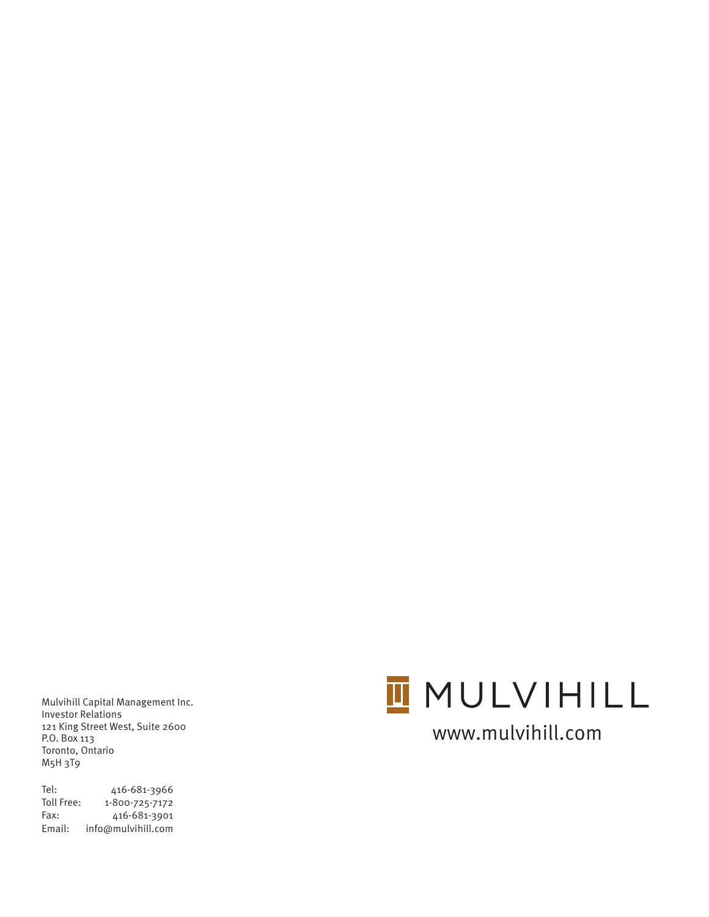Mulvihill Capital Management Inc.
Investor Relations
121 King Street West, Suite 2600
P.O. Box 113
Toronto, Ontario
M5H 3T9

| | |
|---|---|
| Tel: | 416-681-3966 |
| Toll Free: | 1-800-725-7172 |
| Fax: | 416-681-3901 |
| Email: | info@mulvihill.com |

MULVIHILL

www.mulvihill.com